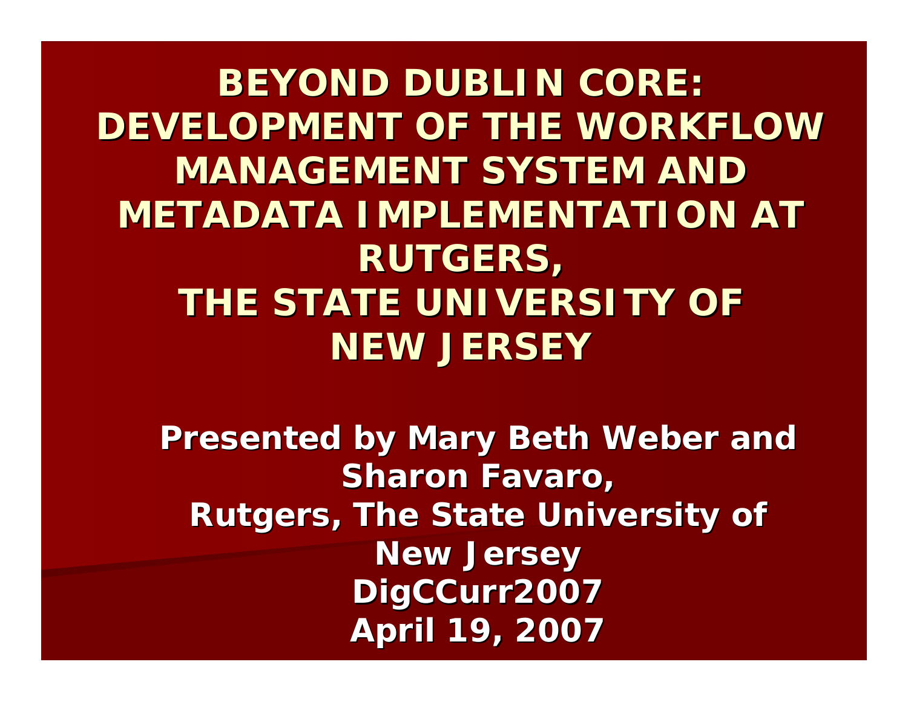# BEYOND DUBLIN CORE: DEVELOPMENT OF THE WORKFLOW MANAGEMENT SYSTEM AND METADATA IMPLEMENTATION AT RUTGERS, THE STATE UNIVERSITY OF NEW JERSEY

**Presented by Mary Beth Weber and Sharon Favaro,**
**Rutgers, The State University of New Jersey**
**DigCCurr2007**
**April 19, 2007**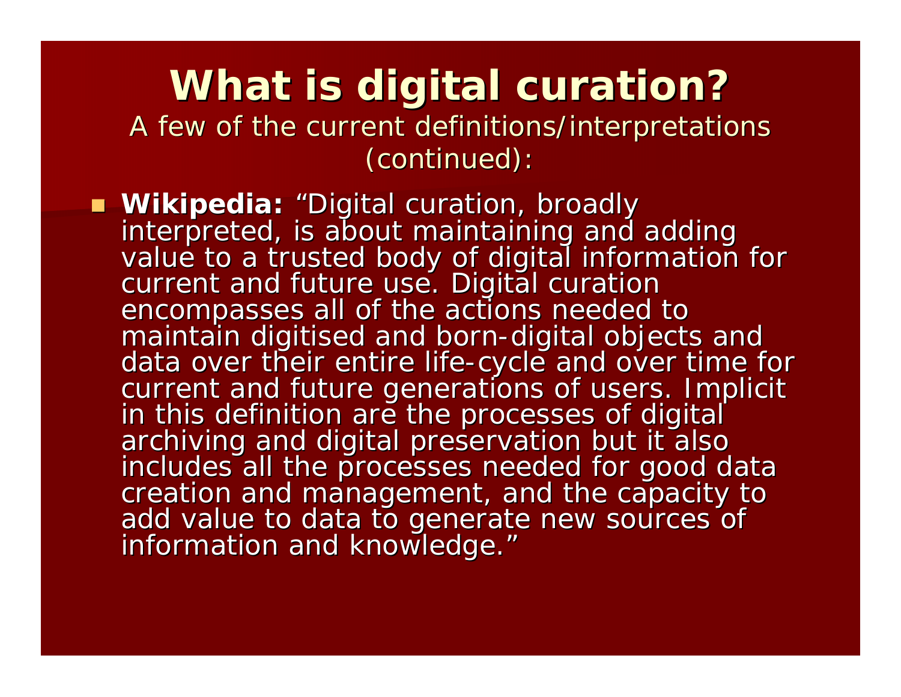# What is digital curation?

A few of the current definitions/interpretations (continued):

- **Wikipedia:** "Digital curation, broadly interpreted, is about maintaining and adding value to a trusted body of digital information for current and future use. Digital curation encompasses all of the actions needed to maintain digitised and born-digital objects and data over their entire life-cycle and over time for current and future generations of users. Implicit in this definition are the processes of digital archiving and digital preservation but it also includes all the processes needed for good data creation and management, and the capacity to add value to data to generate new sources of information and knowledge."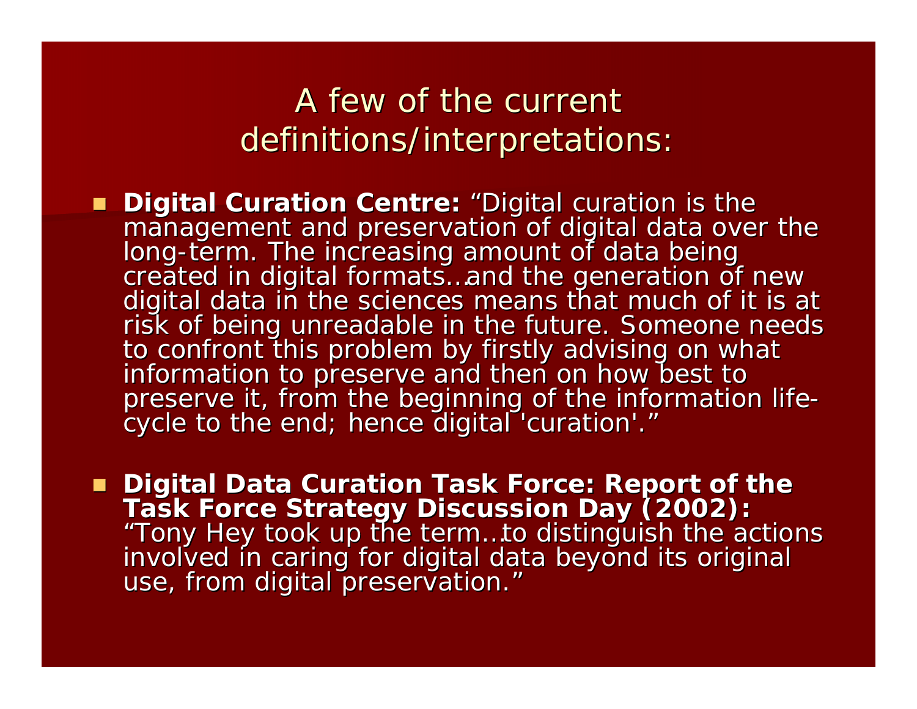# A few of the current definitions/interpretations:

- **Digital Curation Centre:** “Digital curation is the management and preservation of digital data over the long-term. The increasing amount of data being created in digital formats…and the generation of new digital data in the sciences means that much of it is at risk of being unreadable in the future. Someone needs to confront this problem by firstly advising on what information to preserve and then on how best to preserve it, from the beginning of the information life-cycle to the end; hence digital 'curation'.”

- **Digital Data Curation Task Force: Report of the Task Force Strategy Discussion Day (2002):** “Tony Hey took up the term…to distinguish the actions involved in caring for digital data beyond its original use, from digital preservation.”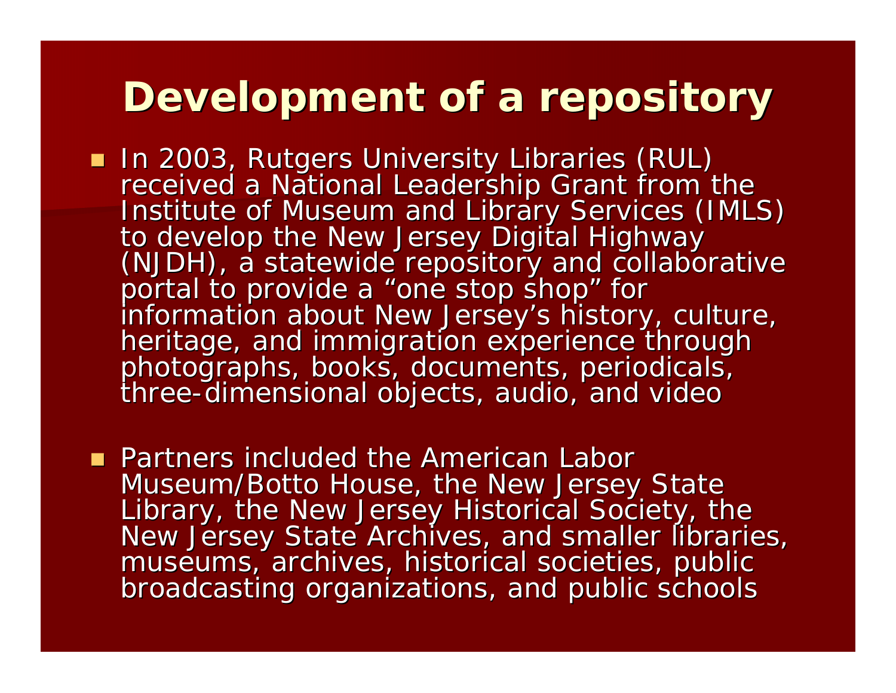# Development of a repository

- In 2003, Rutgers University Libraries (RUL) received a National Leadership Grant from the Institute of Museum and Library Services (IMLS) to develop the New Jersey Digital Highway (NJDH), a statewide repository and collaborative portal to provide a "one stop shop" for information about New Jersey's history, culture, heritage, and immigration experience through photographs, books, documents, periodicals, three-dimensional objects, audio, and video

- Partners included the American Labor Museum/Botto House, the New Jersey State Library, the New Jersey Historical Society, the New Jersey State Archives, and smaller libraries, museums, archives, historical societies, public broadcasting organizations, and public schools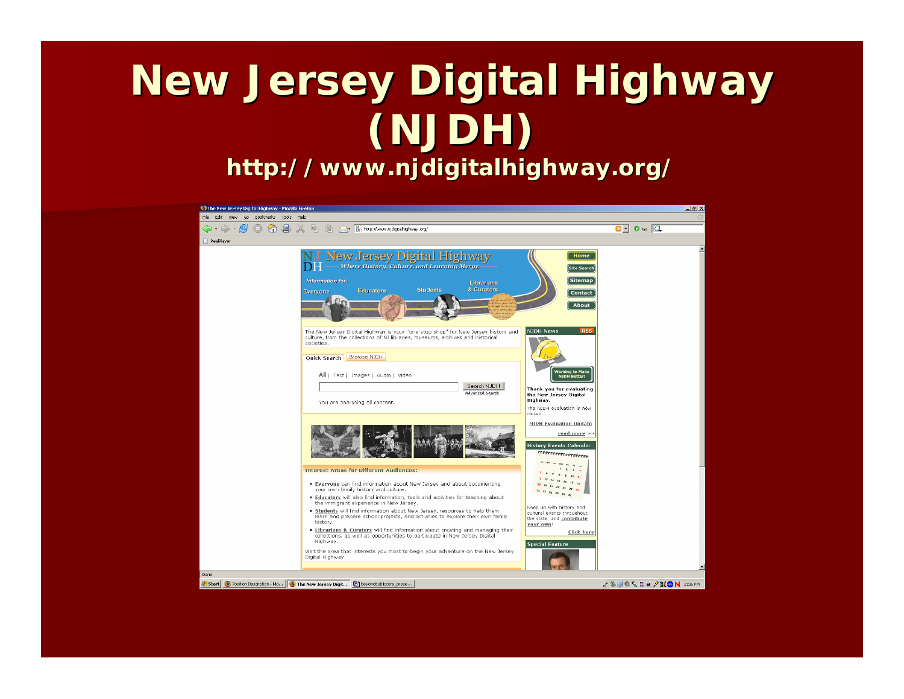# New Jersey Digital Highway (NJDH)

**http://www.njdigitalhighway.org/**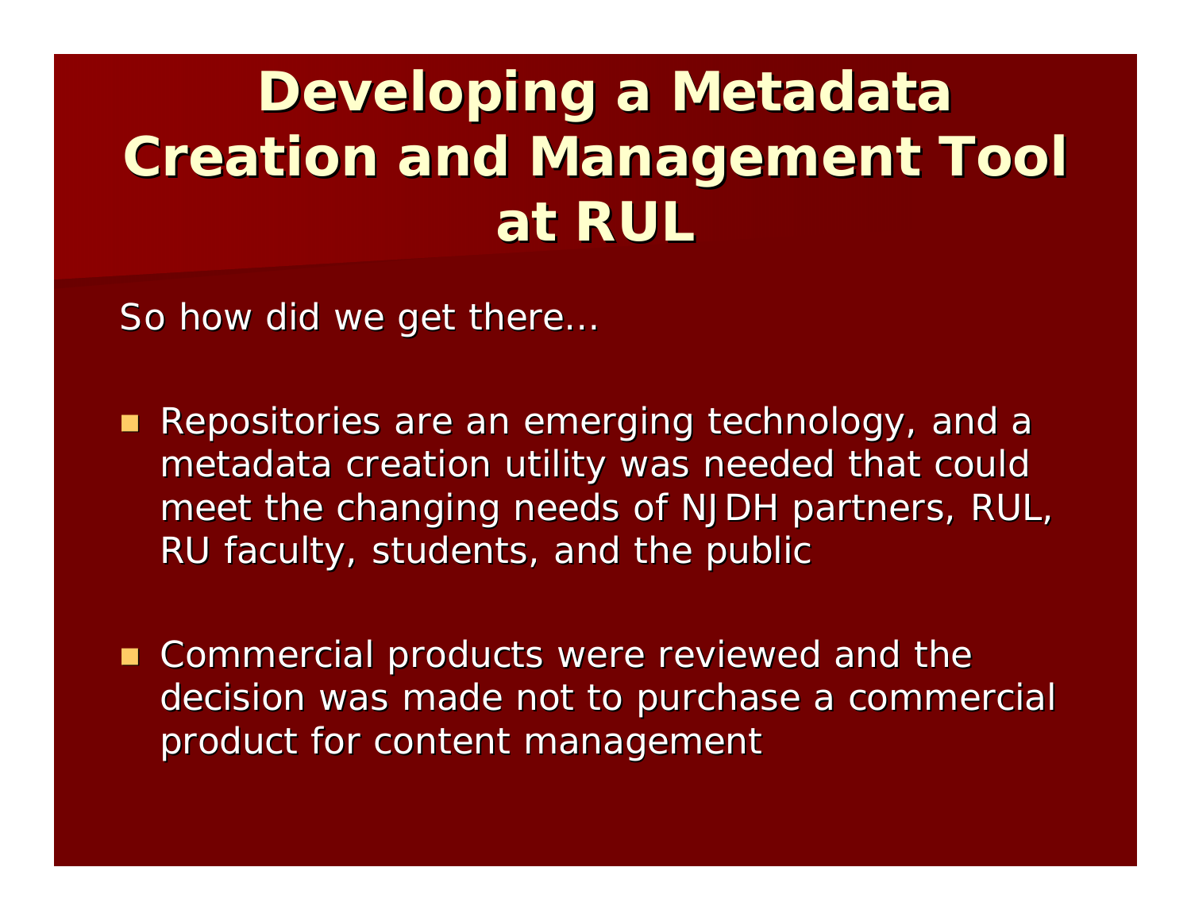# Developing a Metadata Creation and Management Tool at RUL

So how did we get there…

- Repositories are an emerging technology, and a metadata creation utility was needed that could meet the changing needs of NJDH partners, RUL, RU faculty, students, and the public

- Commercial products were reviewed and the decision was made not to purchase a commercial product for content management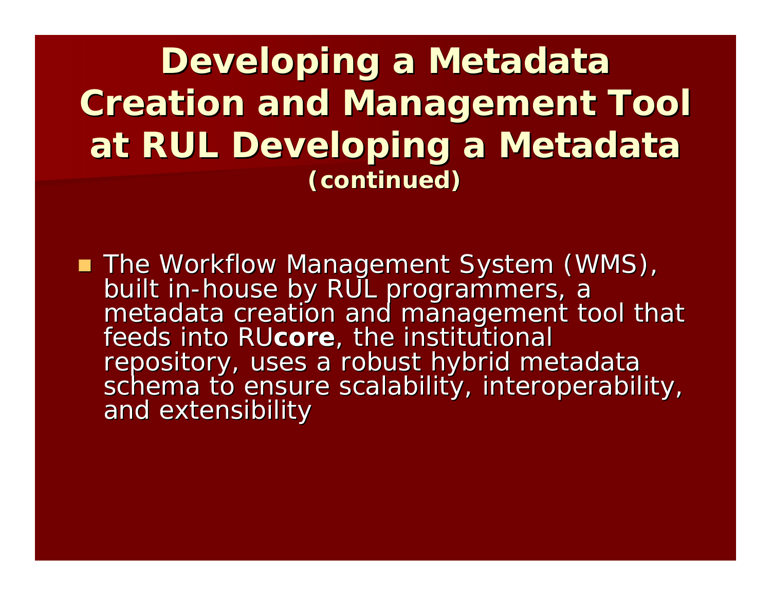# Developing a Metadata Creation and Management Tool at RUL Developing a Metadata (continued)

- The Workflow Management System (WMS), built in-house by RUL programmers, a metadata creation and management tool that feeds into RU**core**, the institutional repository, uses a robust hybrid metadata schema to ensure scalability, interoperability, and extensibility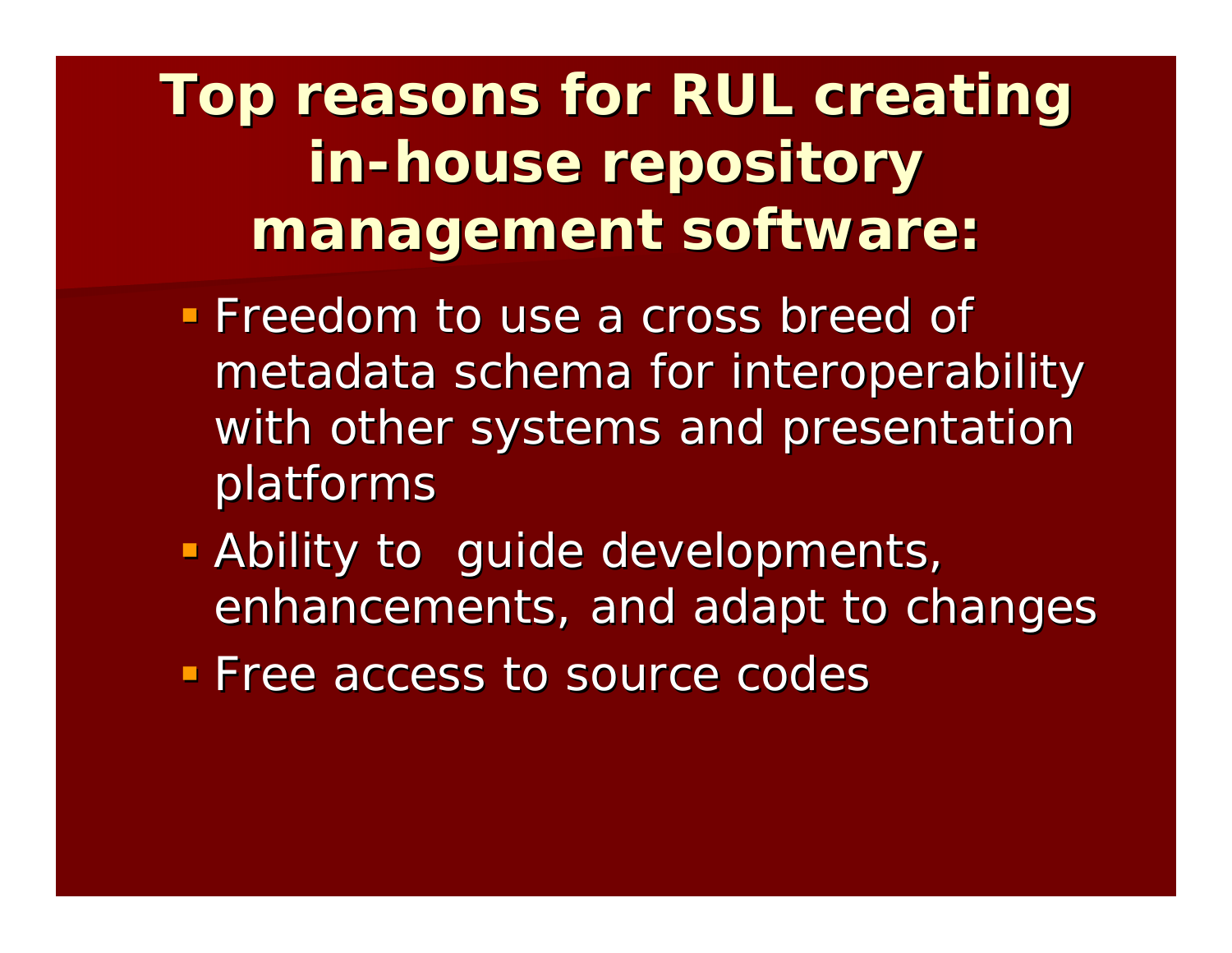# Top reasons for RUL creating in-house repository management software:

- Freedom to use a cross breed of metadata schema for interoperability with other systems and presentation platforms
- Ability to guide developments, enhancements, and adapt to changes
- Free access to source codes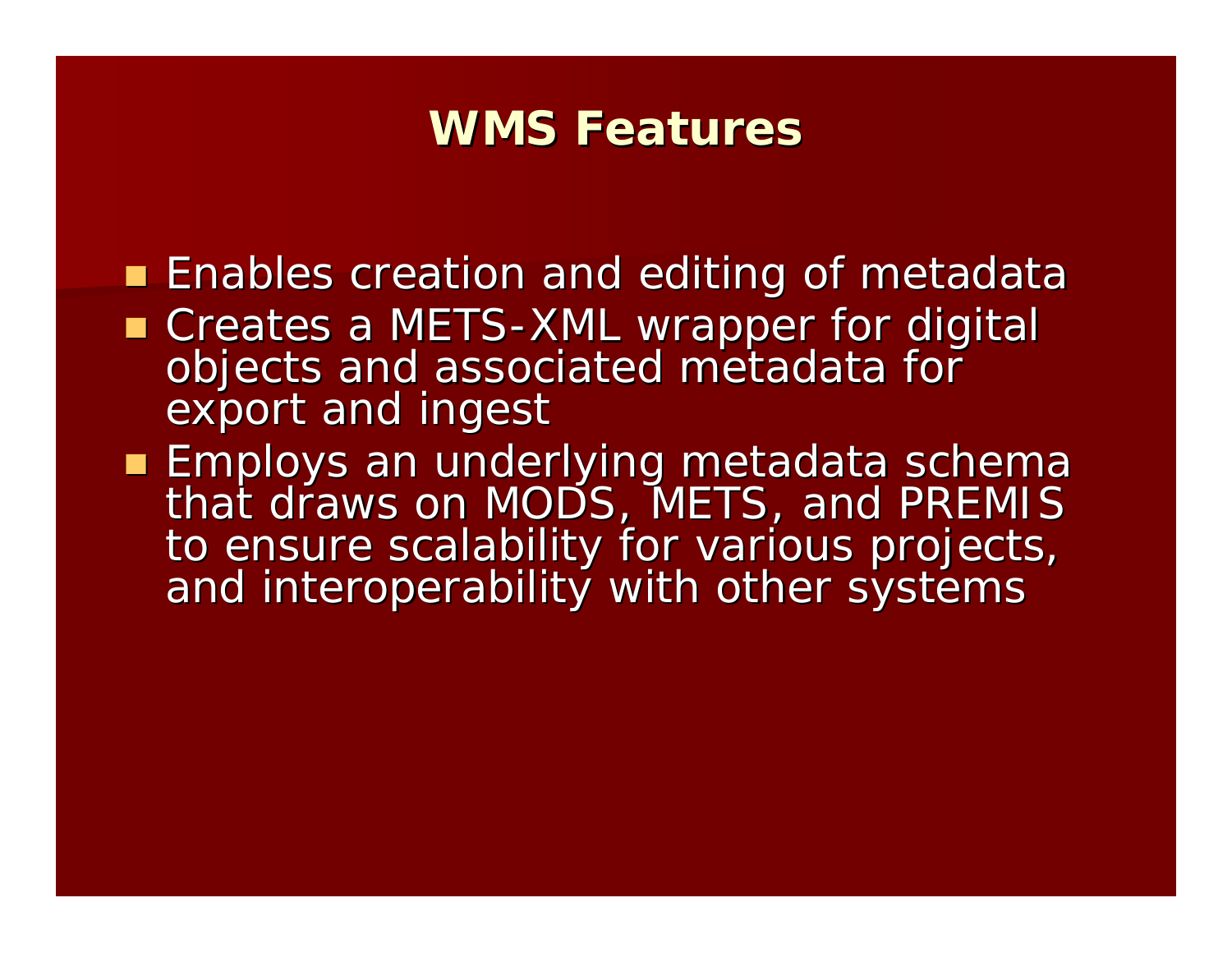# WMS Features

- Enables creation and editing of metadata
- Creates a METS-XML wrapper for digital objects and associated metadata for export and ingest
- Employs an underlying metadata schema that draws on MODS, METS, and PREMIS to ensure scalability for various projects, and interoperability with other systems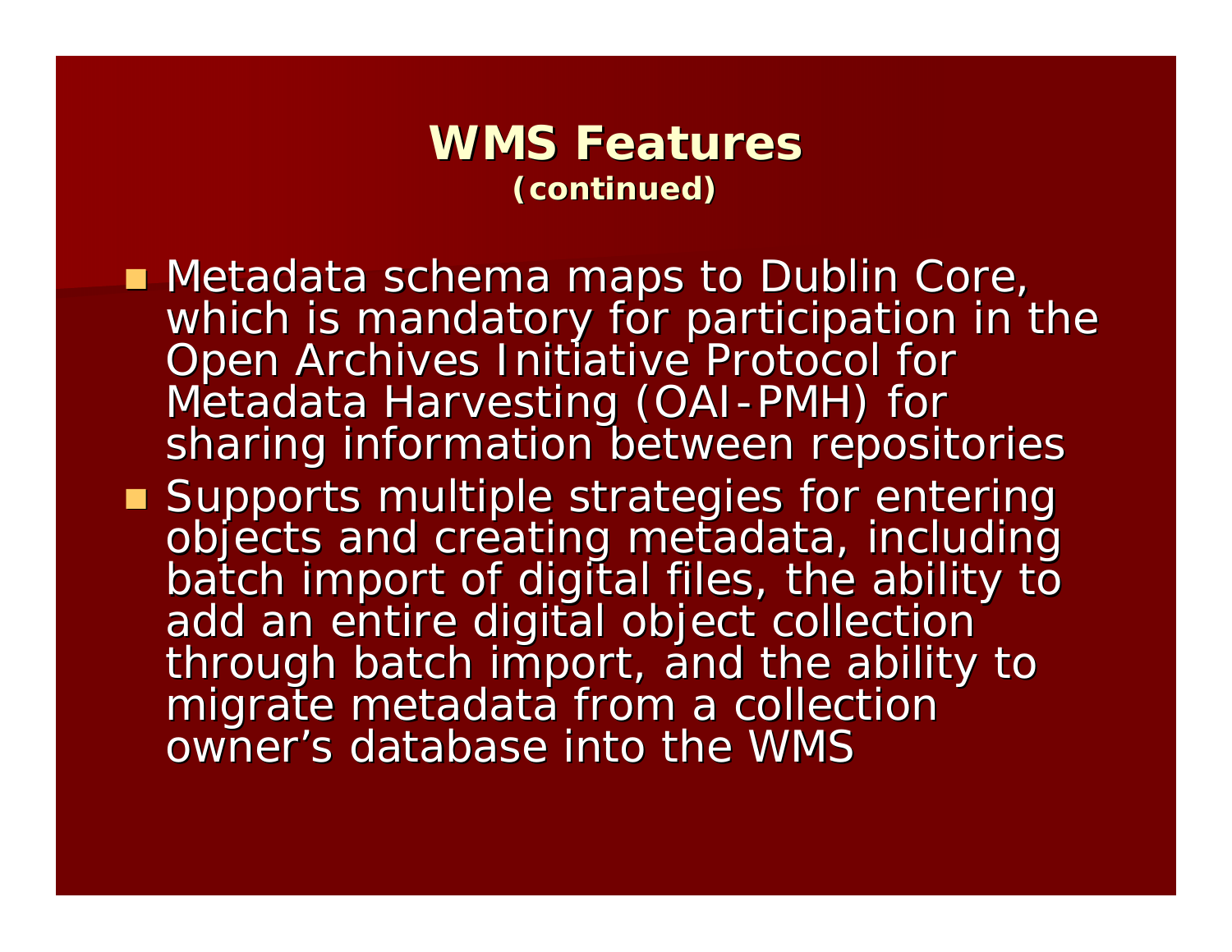# WMS Features
**(continued)**

- Metadata schema maps to Dublin Core, which is mandatory for participation in the Open Archives Initiative Protocol for Metadata Harvesting (OAI-PMH) for sharing information between repositories
- Supports multiple strategies for entering objects and creating metadata, including batch import of digital files, the ability to add an entire digital object collection through batch import, and the ability to migrate metadata from a collection owner’s database into the WMS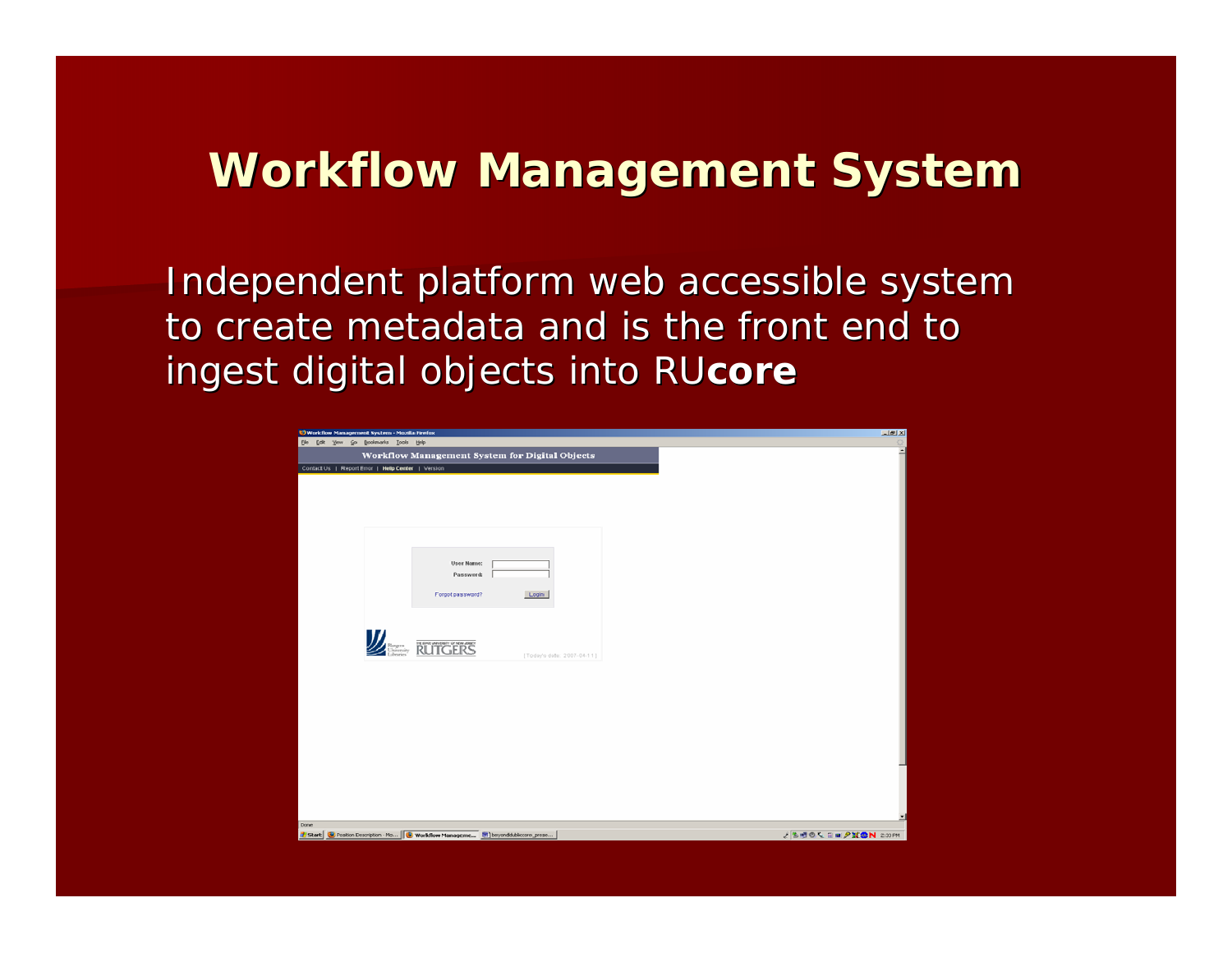# Workflow Management System

Independent platform web accessible system to create metadata and is the front end to ingest digital objects into RU**core**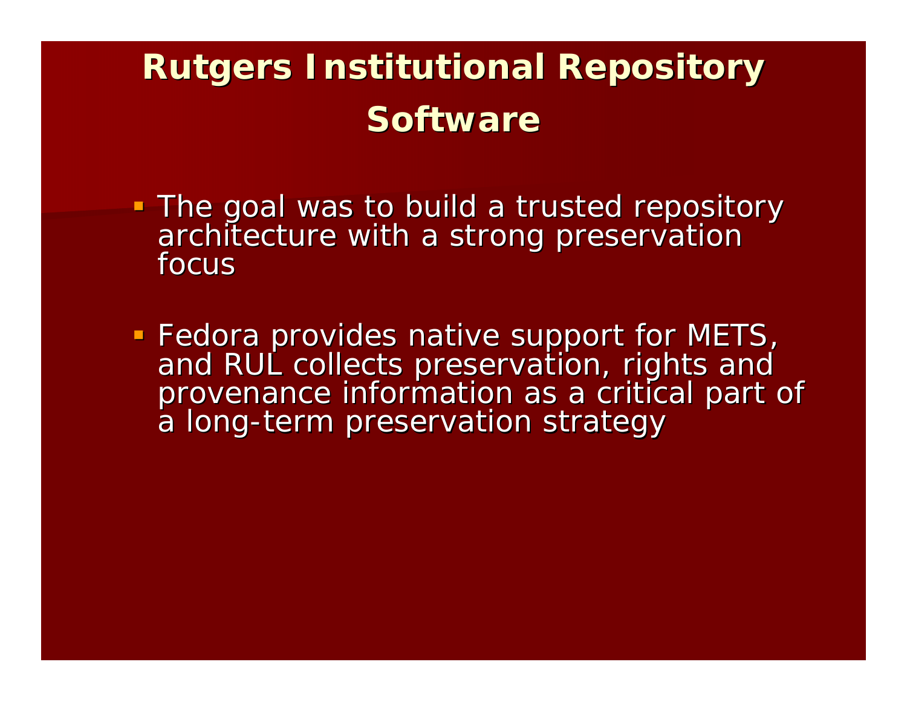# Rutgers Institutional Repository Software

- The goal was to build a trusted repository architecture with a strong preservation focus
- Fedora provides native support for METS, and RUL collects preservation, rights and provenance information as a critical part of a long-term preservation strategy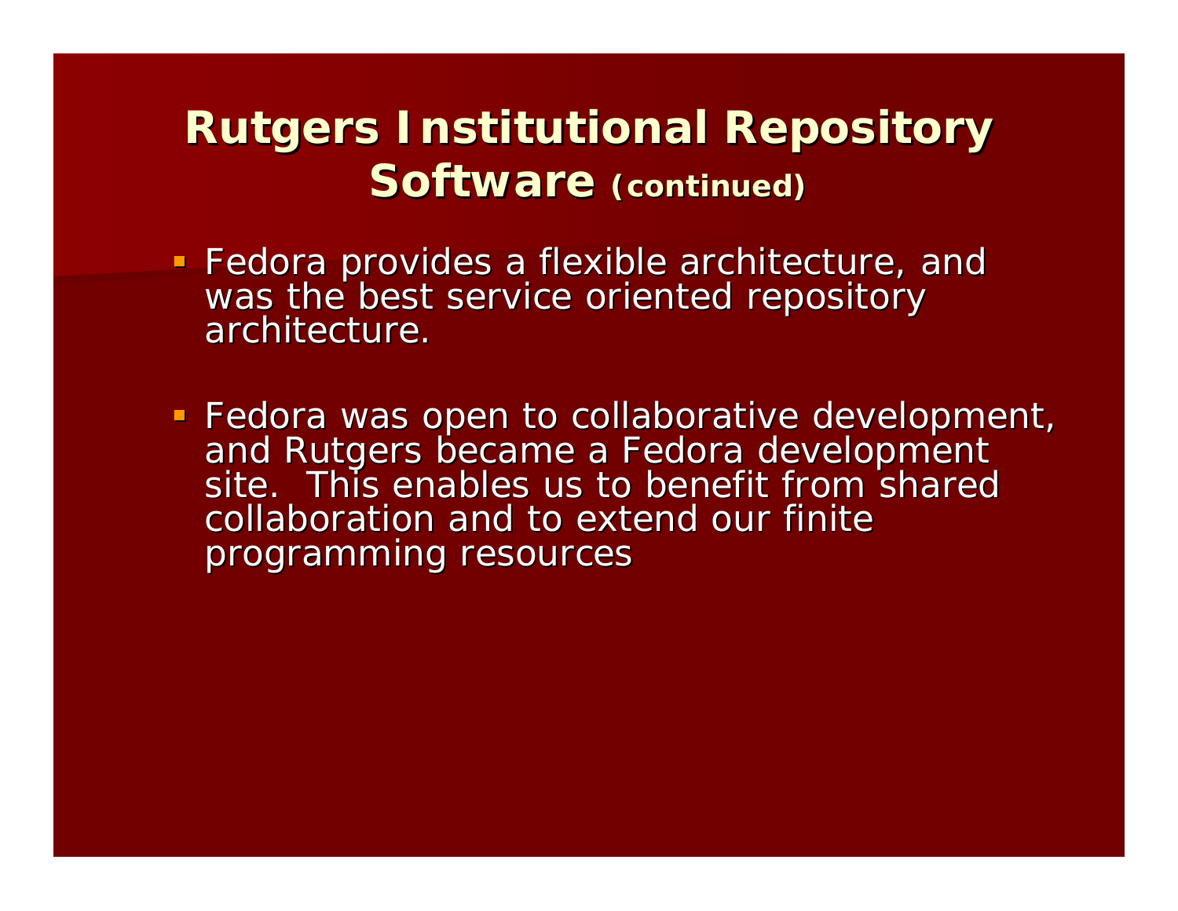# Rutgers Institutional Repository Software (continued)

- Fedora provides a flexible architecture, and was the best service oriented repository architecture.

- Fedora was open to collaborative development, and Rutgers became a Fedora development site. This enables us to benefit from shared collaboration and to extend our finite programming resources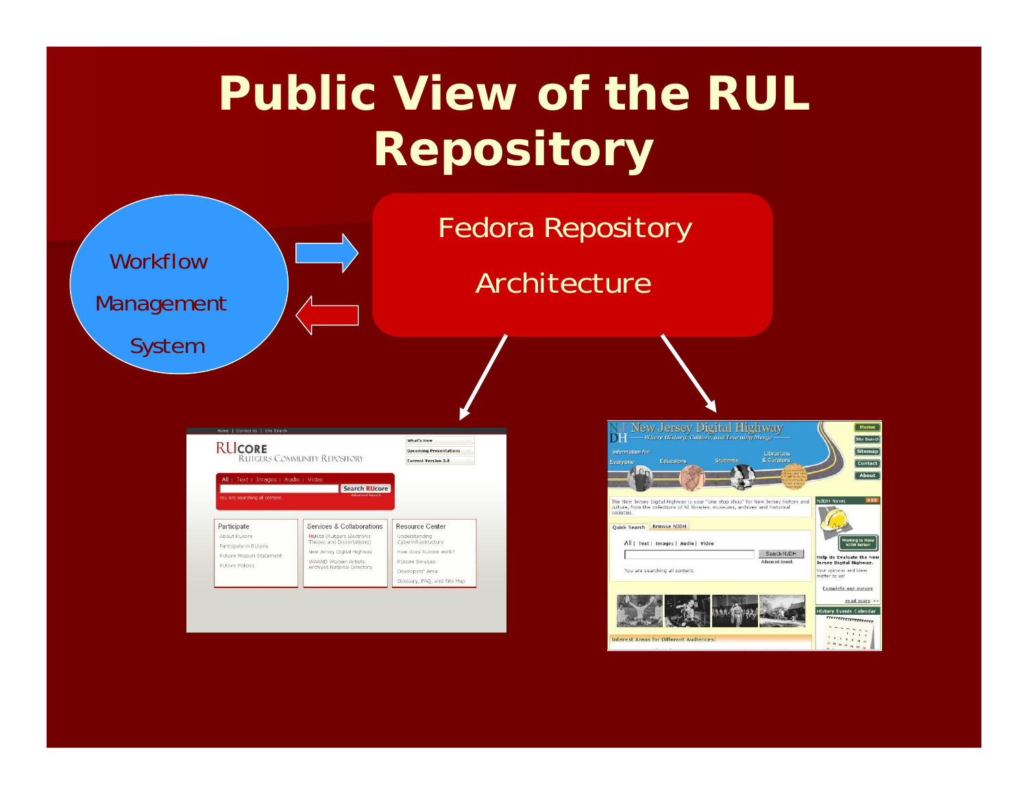# Public View of the RUL Repository

Workflow Management System

Fedora Repository Architecture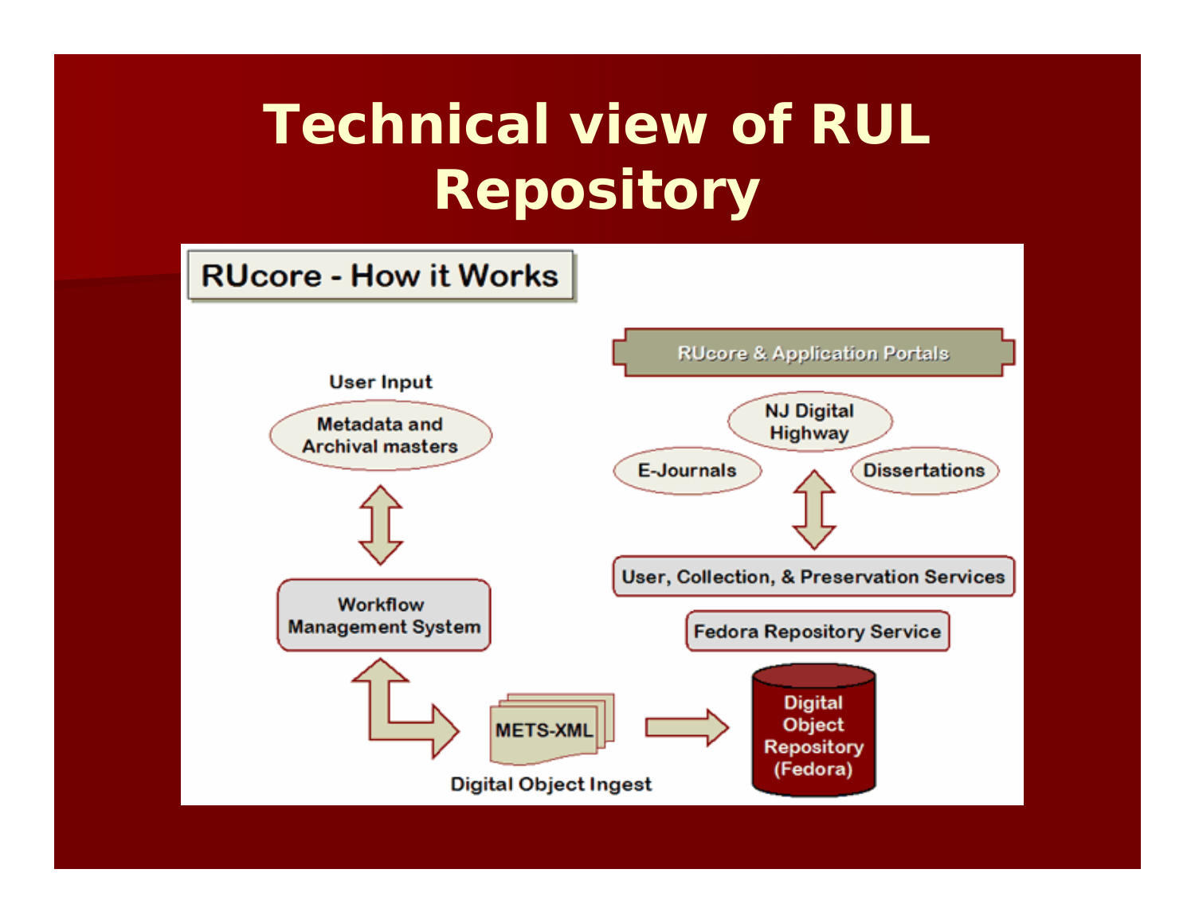# Technical view of RUL Repository

RUcore - How it Works

RUcore & Application Portals

User Input

Metadata and Archival masters

NJ Digital Highway

E-Journals

Dissertations

User, Collection, & Preservation Services

Workflow Management System

Fedora Repository Service

METS-XML

Digital Object Repository (Fedora)

Digital Object Ingest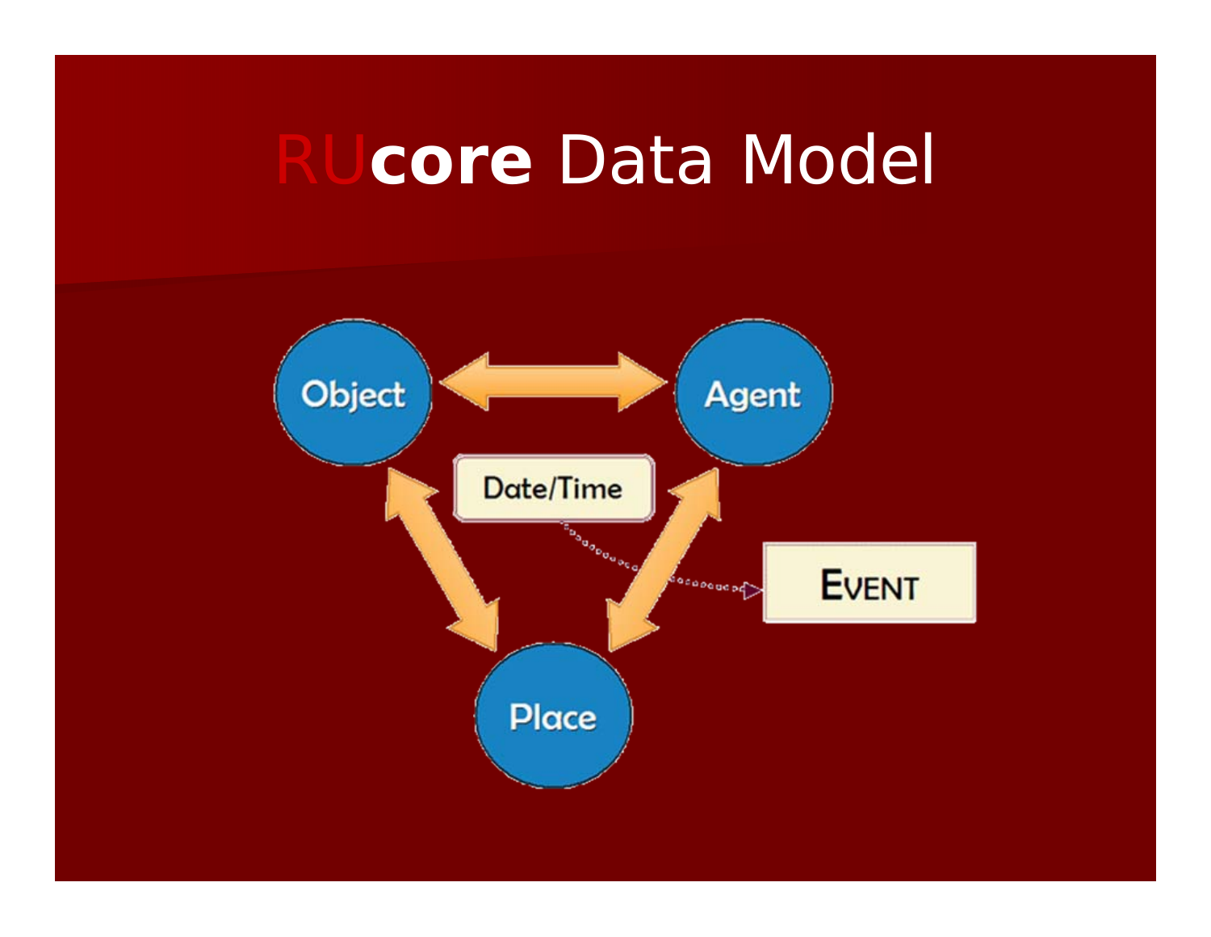# RUcore Data Model

Object

Agent

Date/Time

EVENT

Place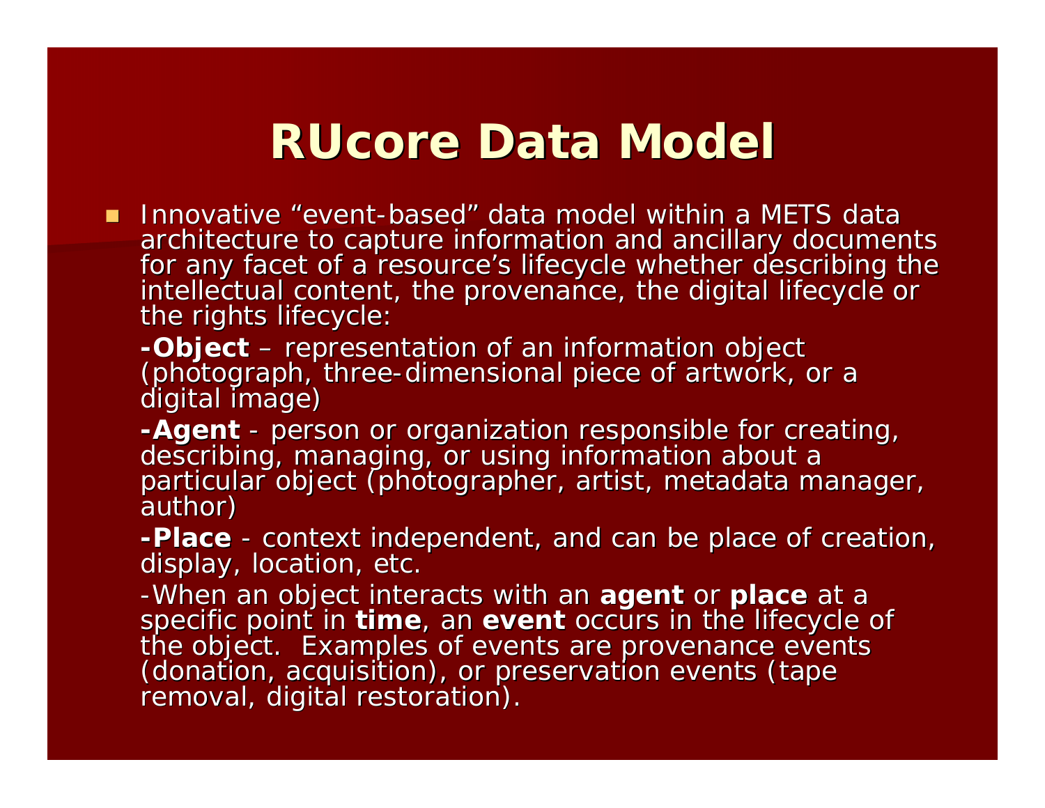# RUcore Data Model

- Innovative "event-based" data model within a METS data architecture to capture information and ancillary documents for any facet of a resource's lifecycle whether describing the intellectual content, the provenance, the digital lifecycle or the rights lifecycle:

  **-Object** – representation of an information object (photograph, three-dimensional piece of artwork, or a digital image)

  **-Agent** - person or organization responsible for creating, describing, managing, or using information about a particular object (photographer, artist, metadata manager, author)

  **-Place** - context independent, and can be place of creation, display, location, etc.

  -When an object interacts with an **agent** or **place** at a specific point in **time**, an **event** occurs in the lifecycle of the object. Examples of events are provenance events (donation, acquisition), or preservation events (tape removal, digital restoration).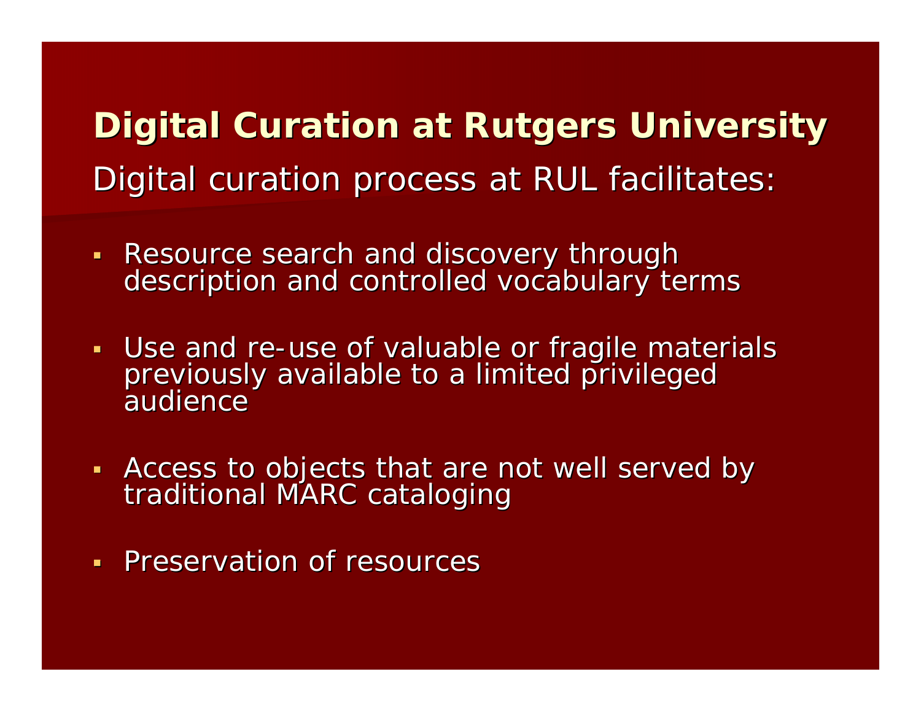## Digital Curation at Rutgers University

Digital curation process at RUL facilitates:

- Resource search and discovery through description and controlled vocabulary terms
- Use and re-use of valuable or fragile materials previously available to a limited privileged audience
- Access to objects that are not well served by traditional MARC cataloging
- Preservation of resources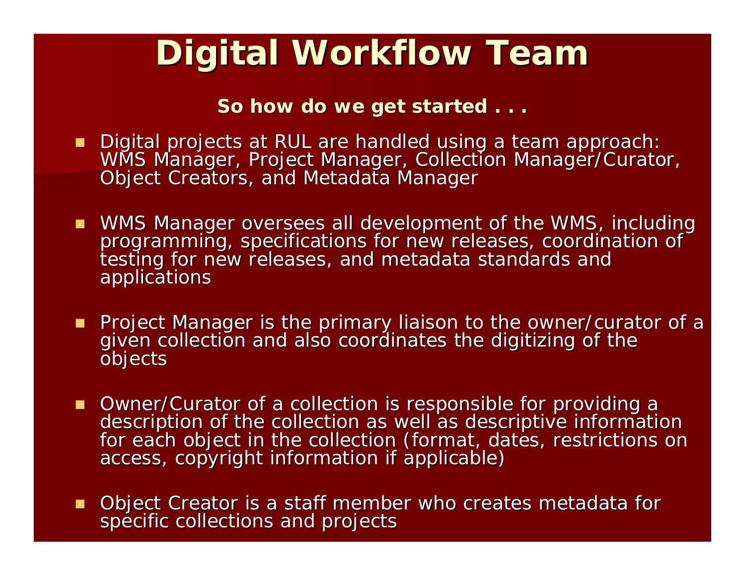# Digital Workflow Team

**So how do we get started . . .**

- Digital projects at RUL are handled using a team approach: WMS Manager, Project Manager, Collection Manager/Curator, Object Creators, and Metadata Manager
- WMS Manager oversees all development of the WMS, including programming, specifications for new releases, coordination of testing for new releases, and metadata standards and applications
- Project Manager is the primary liaison to the owner/curator of a given collection and also coordinates the digitizing of the objects
- Owner/Curator of a collection is responsible for providing a description of the collection as well as descriptive information for each object in the collection (format, dates, restrictions on access, copyright information if applicable)
- Object Creator is a staff member who creates metadata for specific collections and projects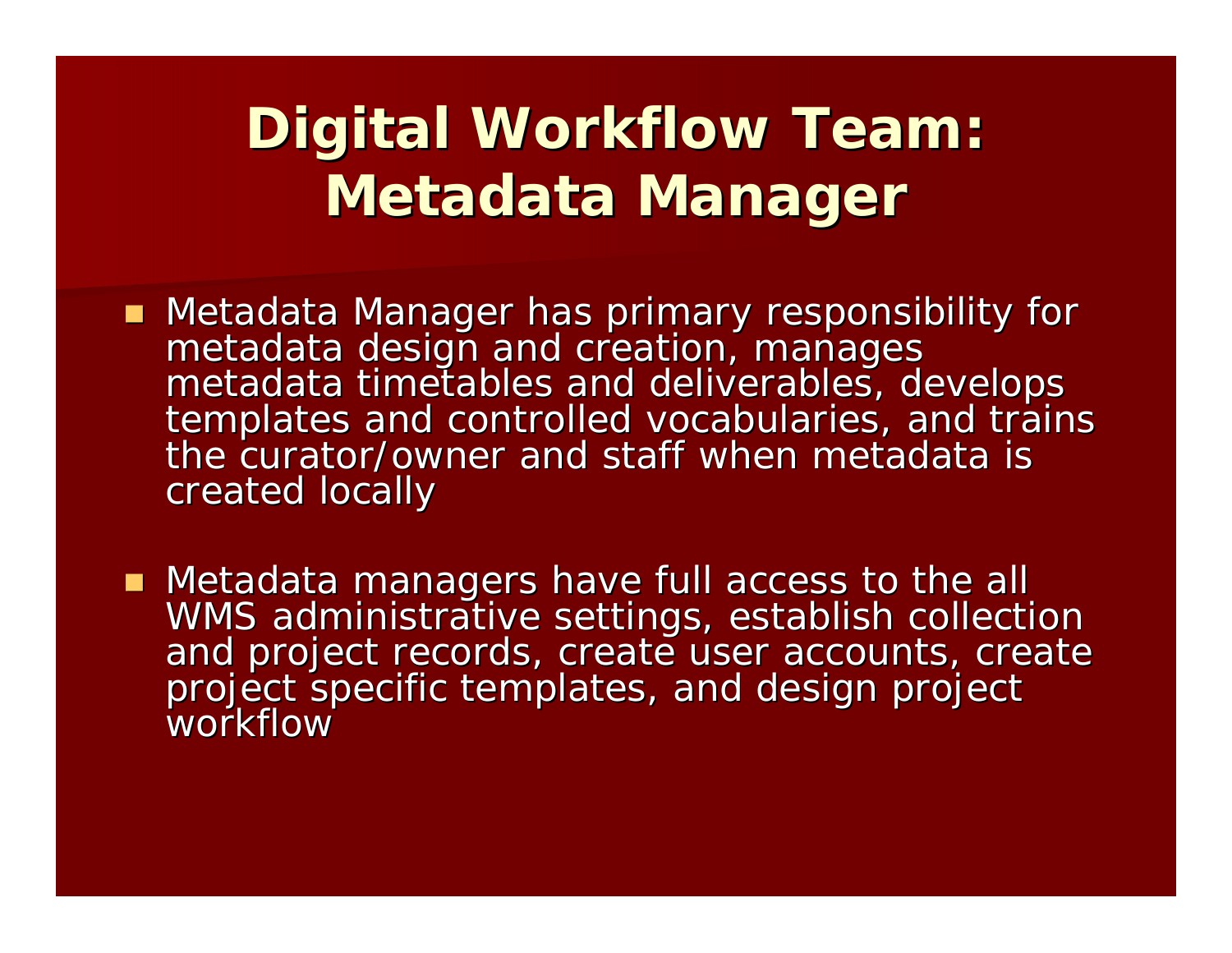# Digital Workflow Team: Metadata Manager

- Metadata Manager has primary responsibility for metadata design and creation, manages metadata timetables and deliverables, develops templates and controlled vocabularies, and trains the curator/owner and staff when metadata is created locally
- Metadata managers have full access to the all WMS administrative settings, establish collection and project records, create user accounts, create project specific templates, and design project workflow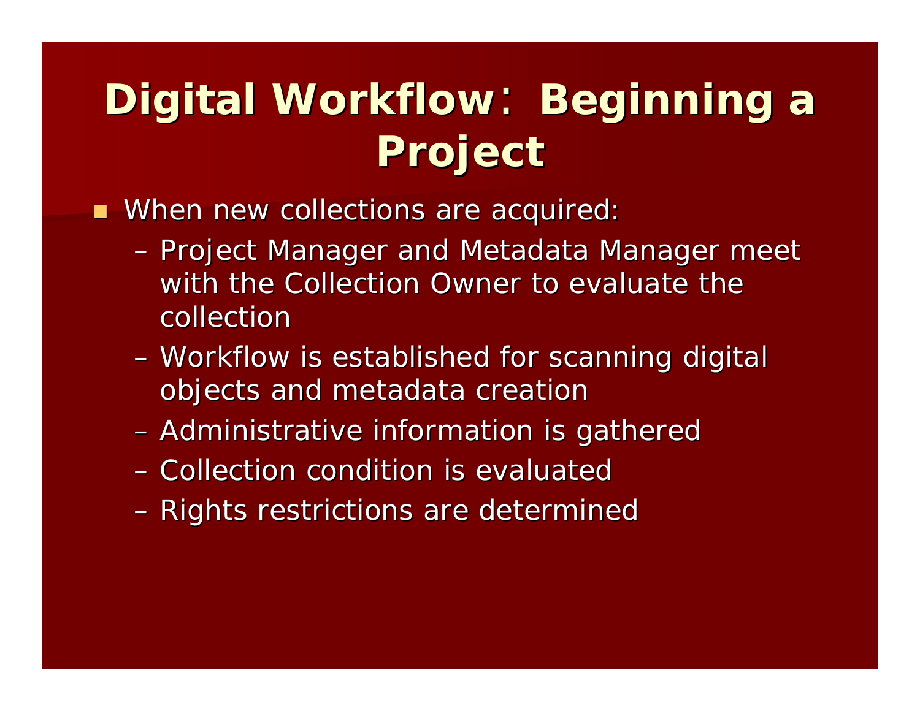# Digital Workflow: Beginning a Project

- When new collections are acquired:
  - Project Manager and Metadata Manager meet with the Collection Owner to evaluate the collection
  - Workflow is established for scanning digital objects and metadata creation
  - Administrative information is gathered
  - Collection condition is evaluated
  - Rights restrictions are determined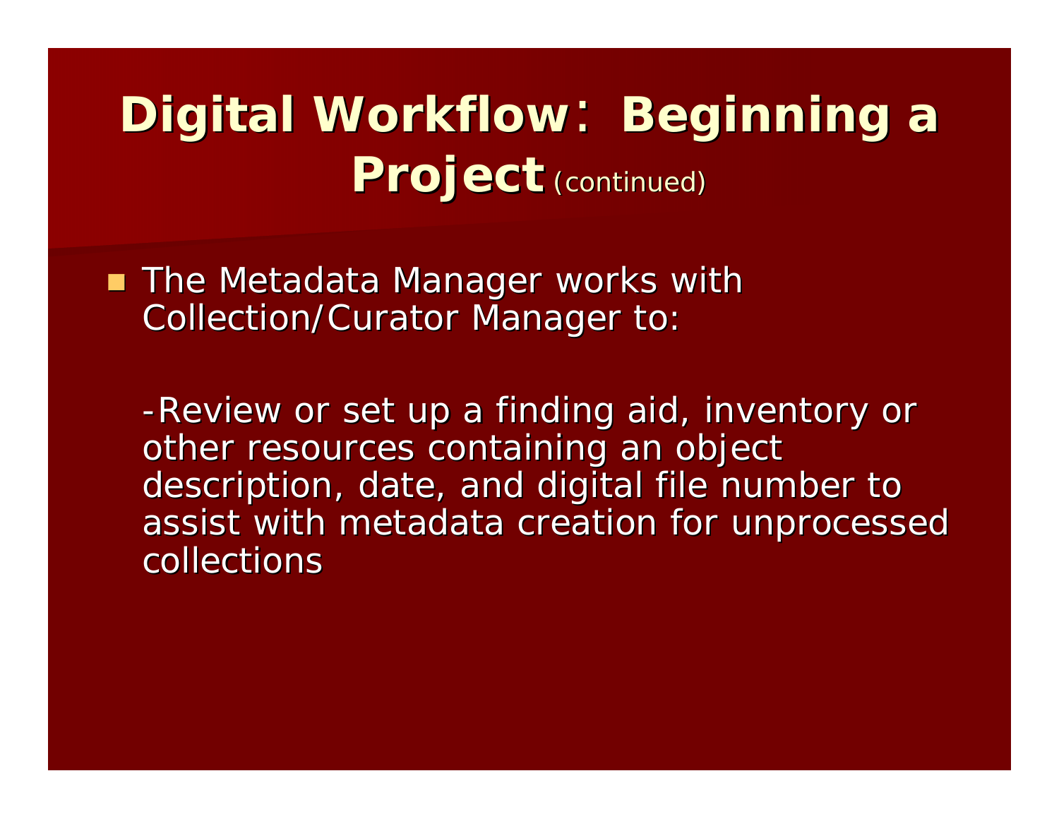# Digital Workflow: Beginning a Project (continued)

- The Metadata Manager works with Collection/Curator Manager to:

  -Review or set up a finding aid, inventory or other resources containing an object description, date, and digital file number to assist with metadata creation for unprocessed collections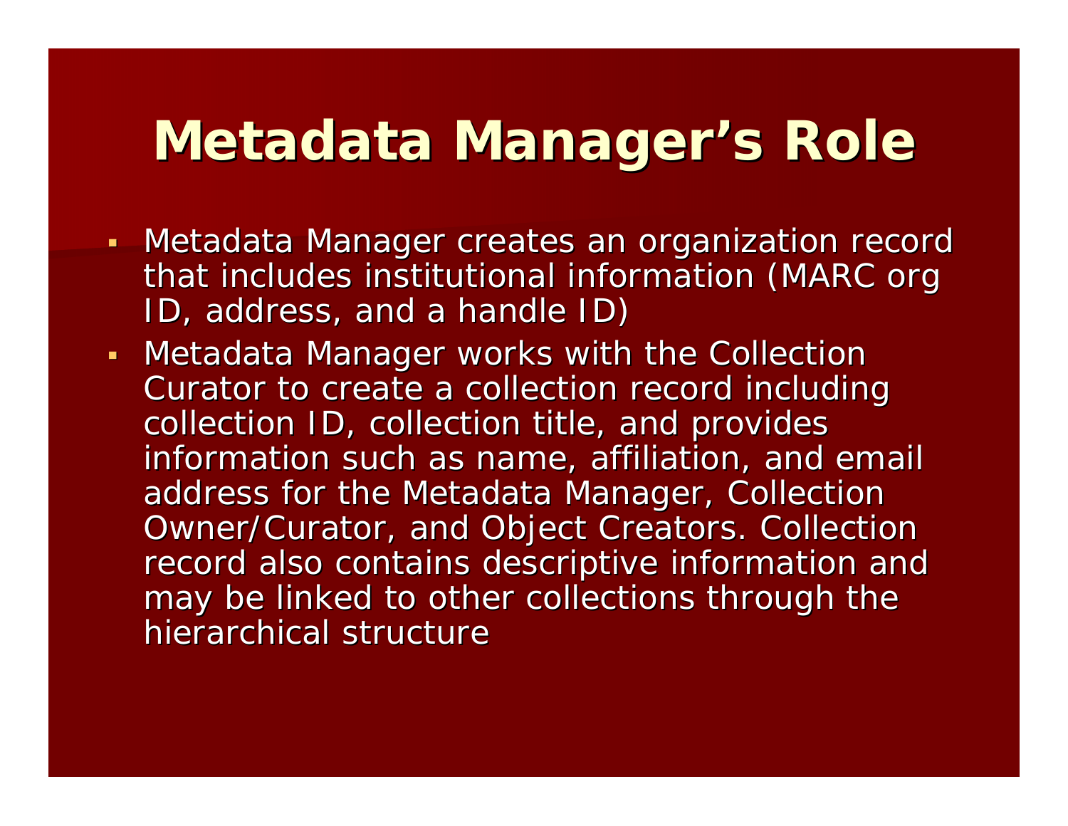# Metadata Manager's Role

- Metadata Manager creates an organization record that includes institutional information (MARC org ID, address, and a handle ID)
- Metadata Manager works with the Collection Curator to create a collection record including collection ID, collection title, and provides information such as name, affiliation, and email address for the Metadata Manager, Collection Owner/Curator, and Object Creators. Collection record also contains descriptive information and may be linked to other collections through the hierarchical structure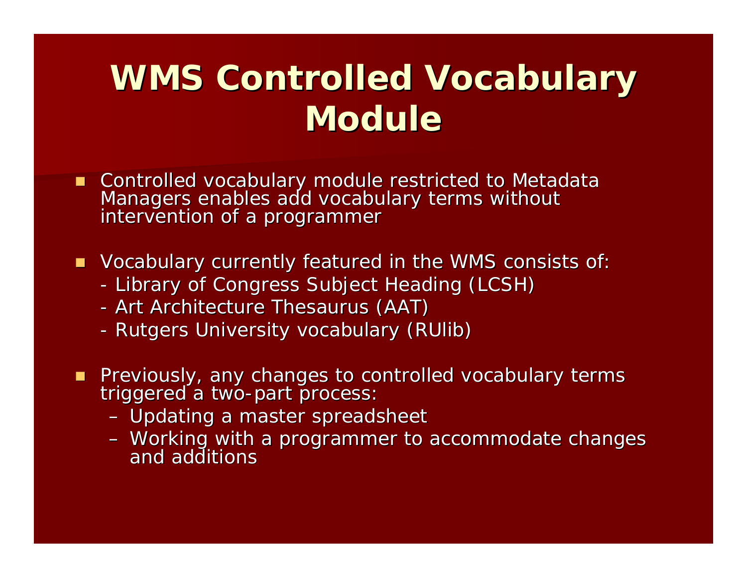# WMS Controlled Vocabulary Module

- Controlled vocabulary module restricted to Metadata Managers enables add vocabulary terms without intervention of a programmer

- Vocabulary currently featured in the WMS consists of:
  - Library of Congress Subject Heading (LCSH)
  - Art Architecture Thesaurus (AAT)
  - Rutgers University vocabulary (RUlib)

- Previously, any changes to controlled vocabulary terms triggered a two-part process:
  - Updating a master spreadsheet
  - Working with a programmer to accommodate changes and additions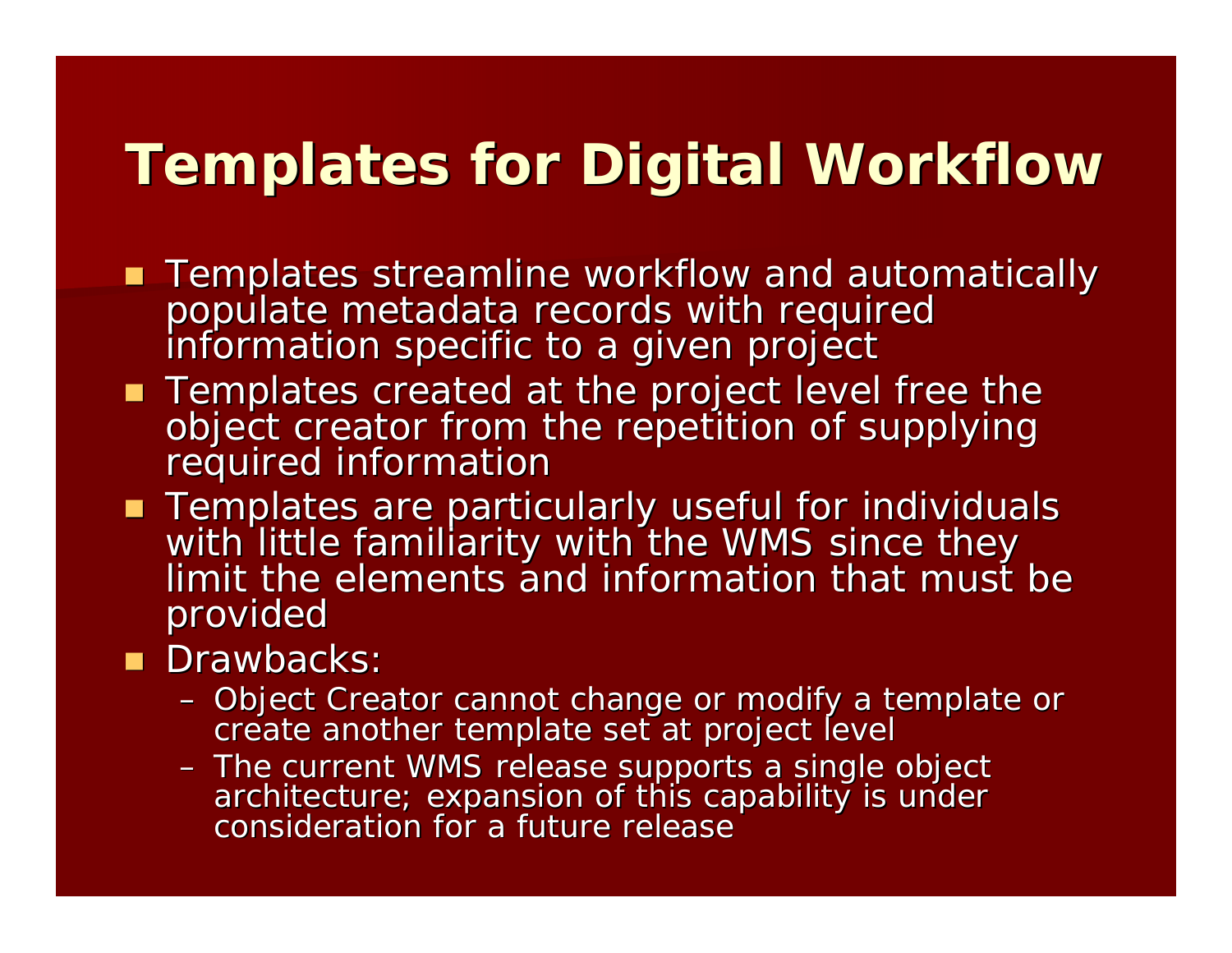# Templates for Digital Workflow

- Templates streamline workflow and automatically populate metadata records with required information specific to a given project
- Templates created at the project level free the object creator from the repetition of supplying required information
- Templates are particularly useful for individuals with little familiarity with the WMS since they limit the elements and information that must be provided
- Drawbacks:
  - Object Creator cannot change or modify a template or create another template set at project level
  - The current WMS release supports a single object architecture; expansion of this capability is under consideration for a future release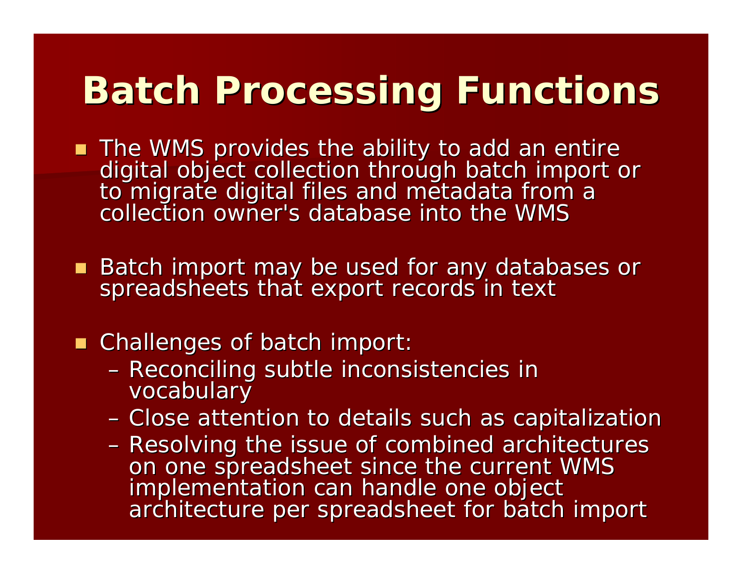# Batch Processing Functions

- The WMS provides the ability to add an entire digital object collection through batch import or to migrate digital files and metadata from a collection owner's database into the WMS

- Batch import may be used for any databases or spreadsheets that export records in text

- Challenges of batch import:
  - Reconciling subtle inconsistencies in vocabulary
  - Close attention to details such as capitalization
  - Resolving the issue of combined architectures on one spreadsheet since the current WMS implementation can handle one object architecture per spreadsheet for batch import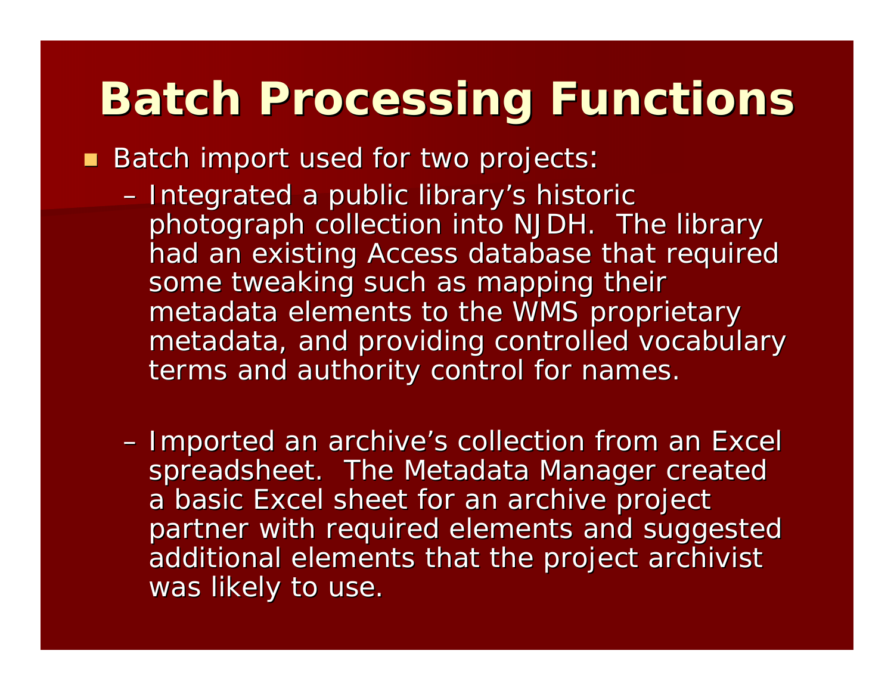# Batch Processing Functions

- Batch import used for two projects:
  - Integrated a public library's historic photograph collection into NJDH. The library had an existing Access database that required some tweaking such as mapping their metadata elements to the WMS proprietary metadata, and providing controlled vocabulary terms and authority control for names.
  - Imported an archive's collection from an Excel spreadsheet. The Metadata Manager created a basic Excel sheet for an archive project partner with required elements and suggested additional elements that the project archivist was likely to use.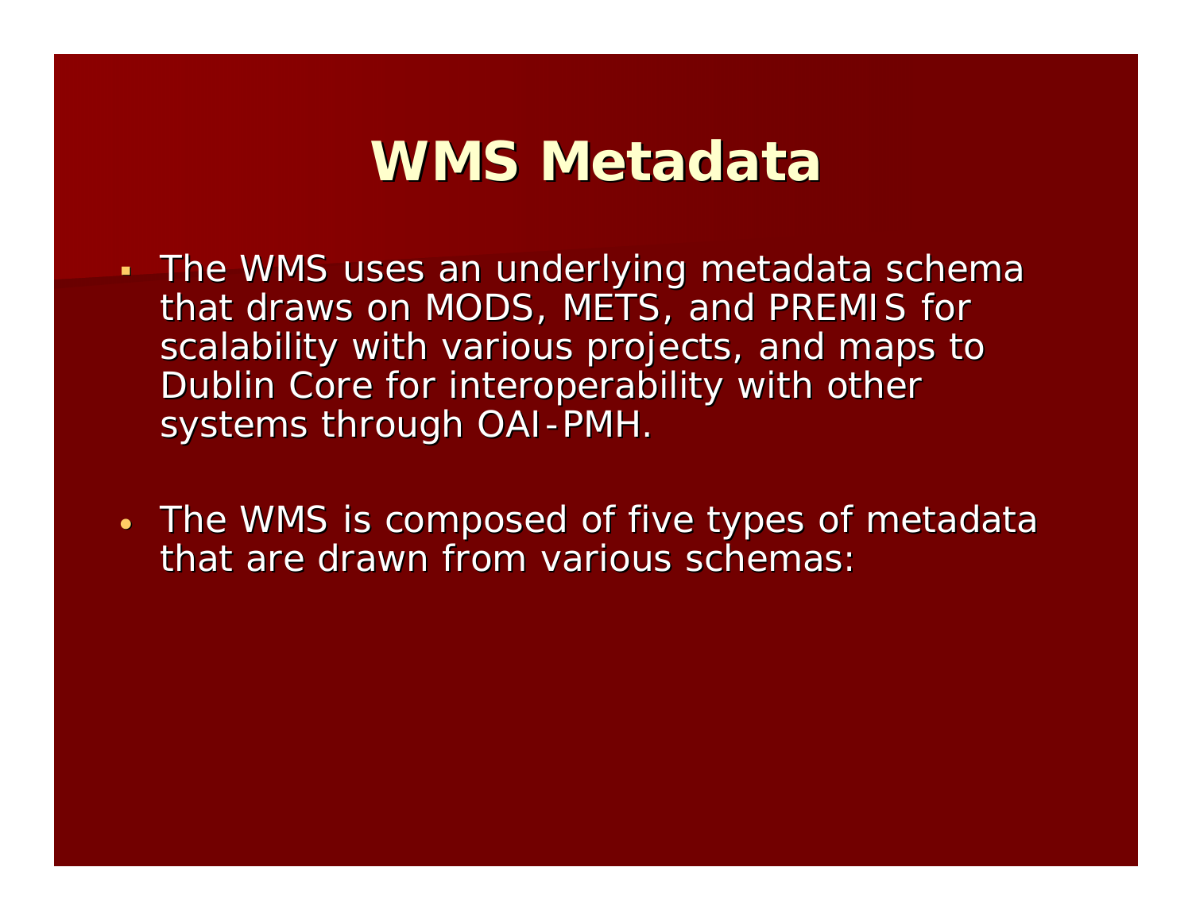# WMS Metadata

- The WMS uses an underlying metadata schema that draws on MODS, METS, and PREMIS for scalability with various projects, and maps to Dublin Core for interoperability with other systems through OAI-PMH.

- The WMS is composed of five types of metadata that are drawn from various schemas: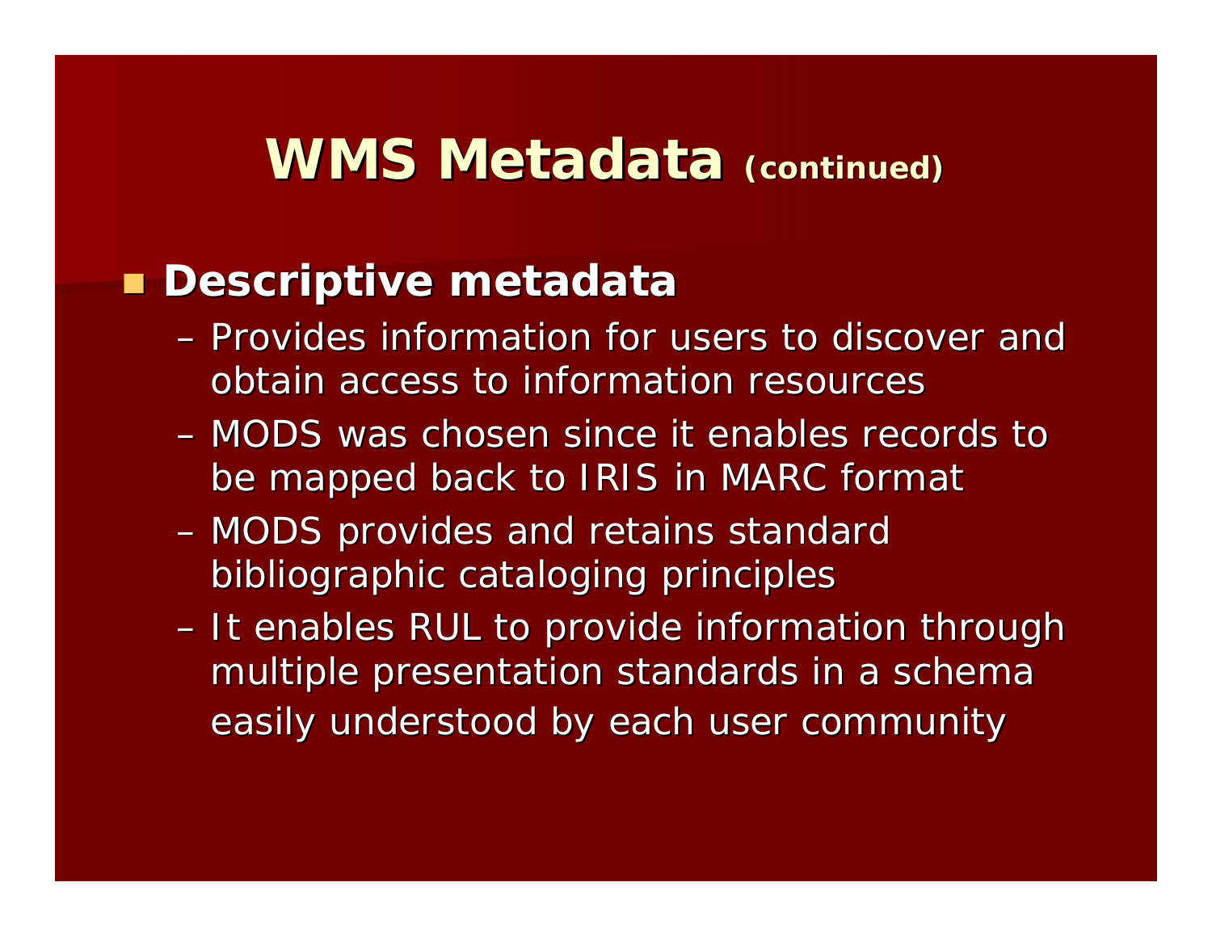# WMS Metadata (continued)

- **Descriptive metadata**
  - Provides information for users to discover and obtain access to information resources
  - MODS was chosen since it enables records to be mapped back to IRIS in MARC format
  - MODS provides and retains standard bibliographic cataloging principles
  - It enables RUL to provide information through multiple presentation standards in a schema easily understood by each user community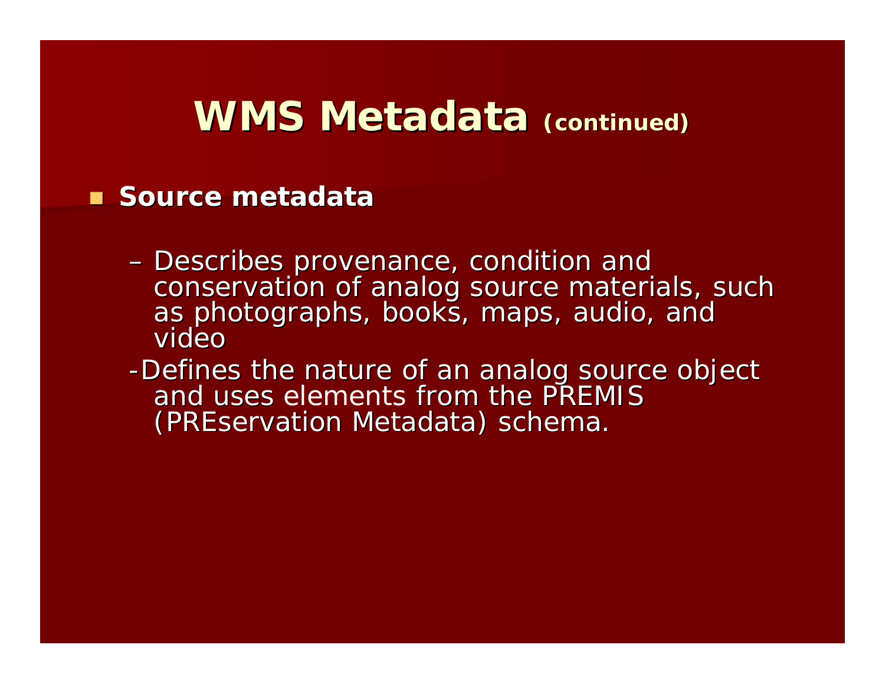# WMS Metadata (continued)

- **Source metadata**
  - Describes provenance, condition and conservation of analog source materials, such as photographs, books, maps, audio, and video
  - Defines the nature of an analog source object and uses elements from the PREMIS (PREservation Metadata) schema.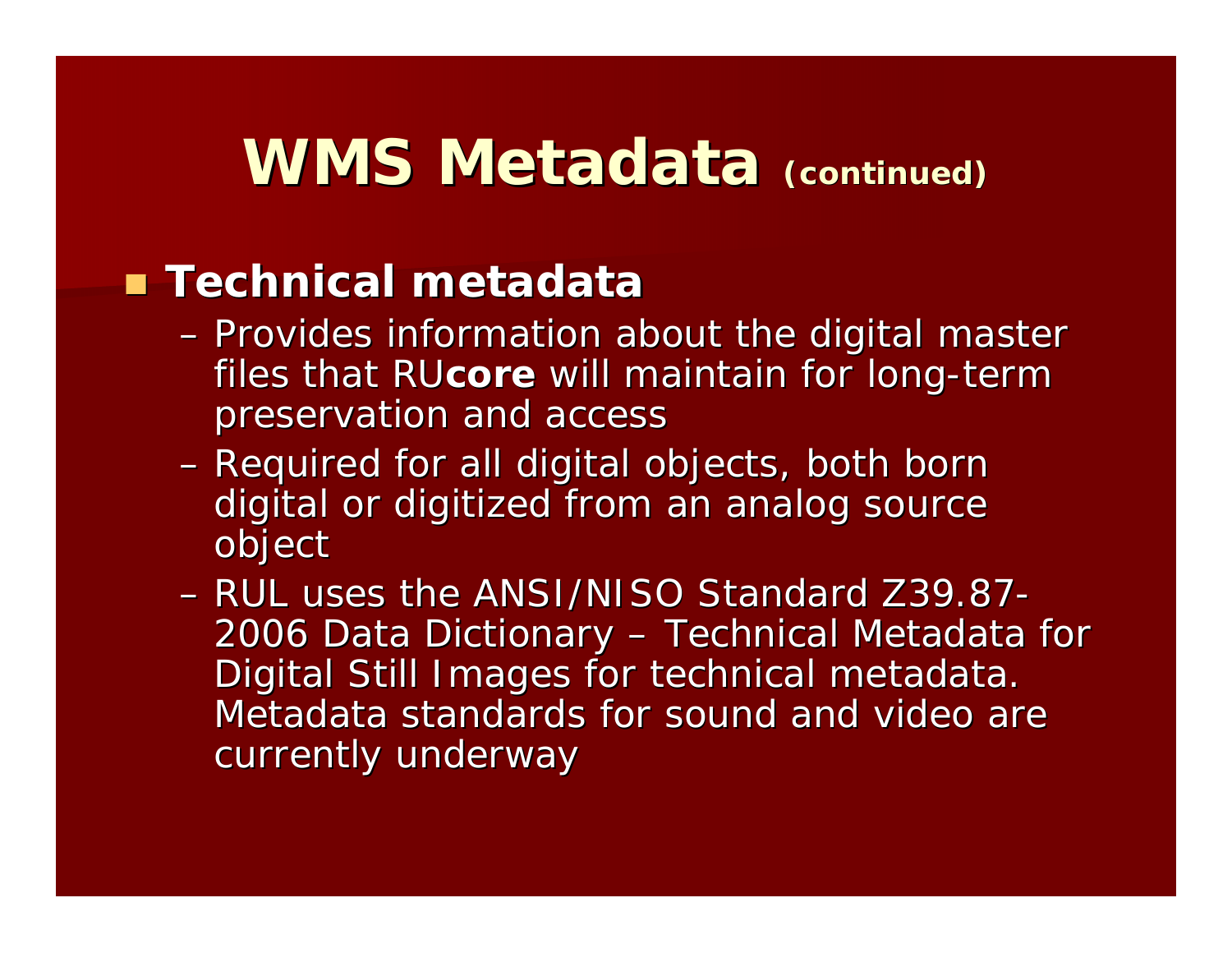# WMS Metadata (continued)

- **Technical metadata**
  - Provides information about the digital master files that RU**core** will maintain for long-term preservation and access
  - Required for all digital objects, both born digital or digitized from an analog source object
  - RUL uses the ANSI/NISO Standard Z39.87-2006 Data Dictionary – Technical Metadata for Digital Still Images for technical metadata. Metadata standards for sound and video are currently underway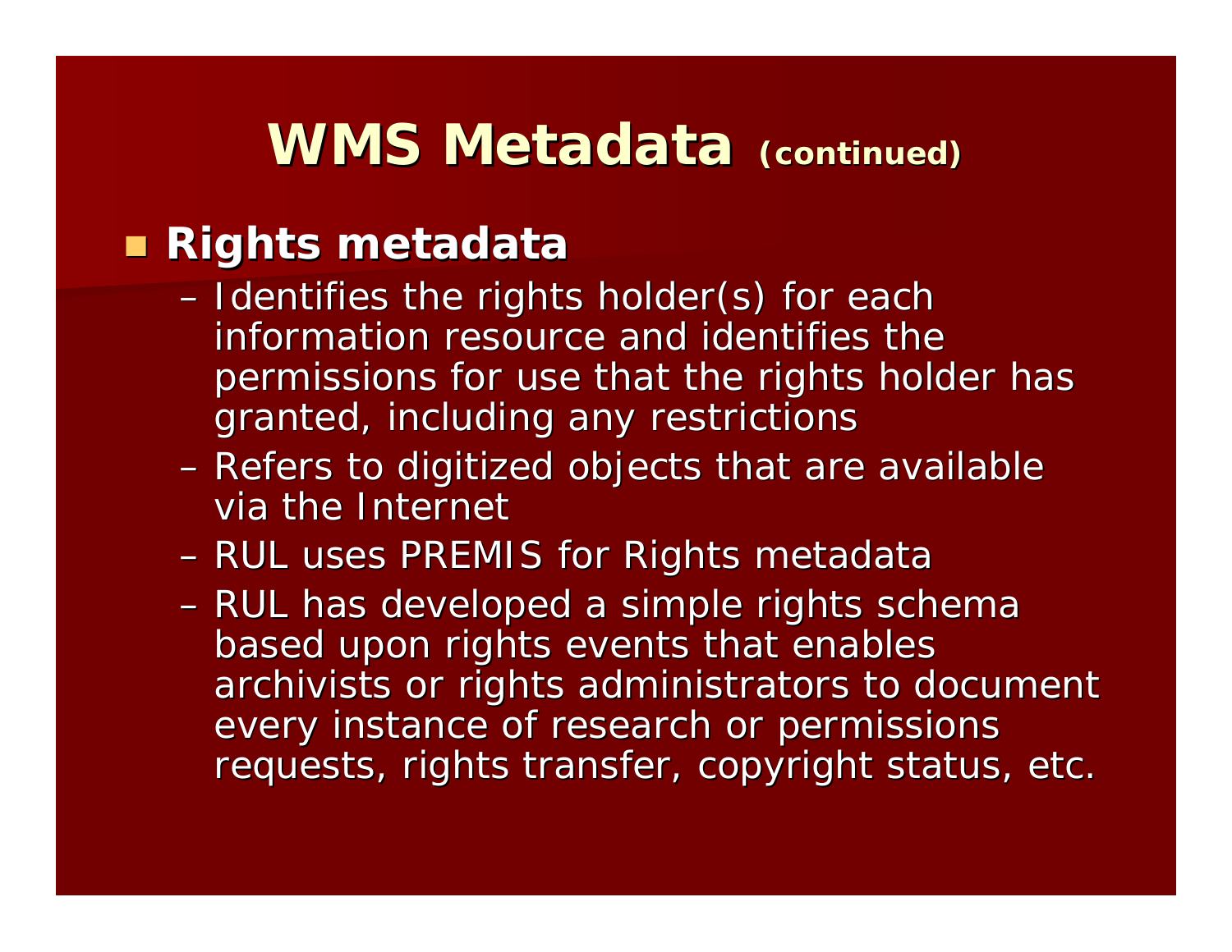# WMS Metadata (continued)

- **Rights metadata**
  - Identifies the rights holder(s) for each information resource and identifies the permissions for use that the rights holder has granted, including any restrictions
  - Refers to digitized objects that are available via the Internet
  - RUL uses PREMIS for Rights metadata
  - RUL has developed a simple rights schema based upon rights events that enables archivists or rights administrators to document every instance of research or permissions requests, rights transfer, copyright status, etc.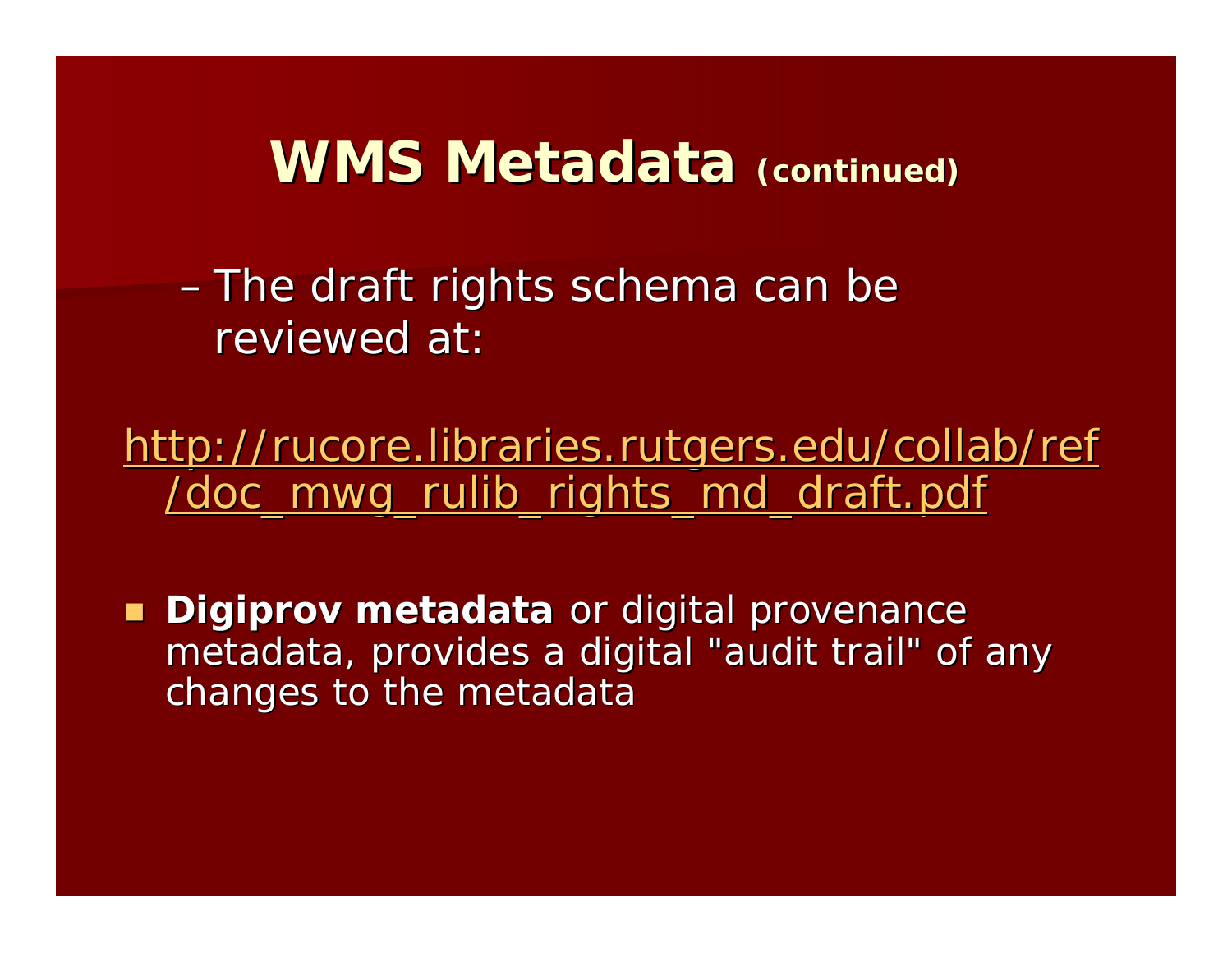# WMS Metadata (continued)

- The draft rights schema can be reviewed at:

http://rucore.libraries.rutgers.edu/collab/ref/doc_mwg_rulib_rights_md_draft.pdf

- **Digiprov metadata** or digital provenance metadata, provides a digital "audit trail" of any changes to the metadata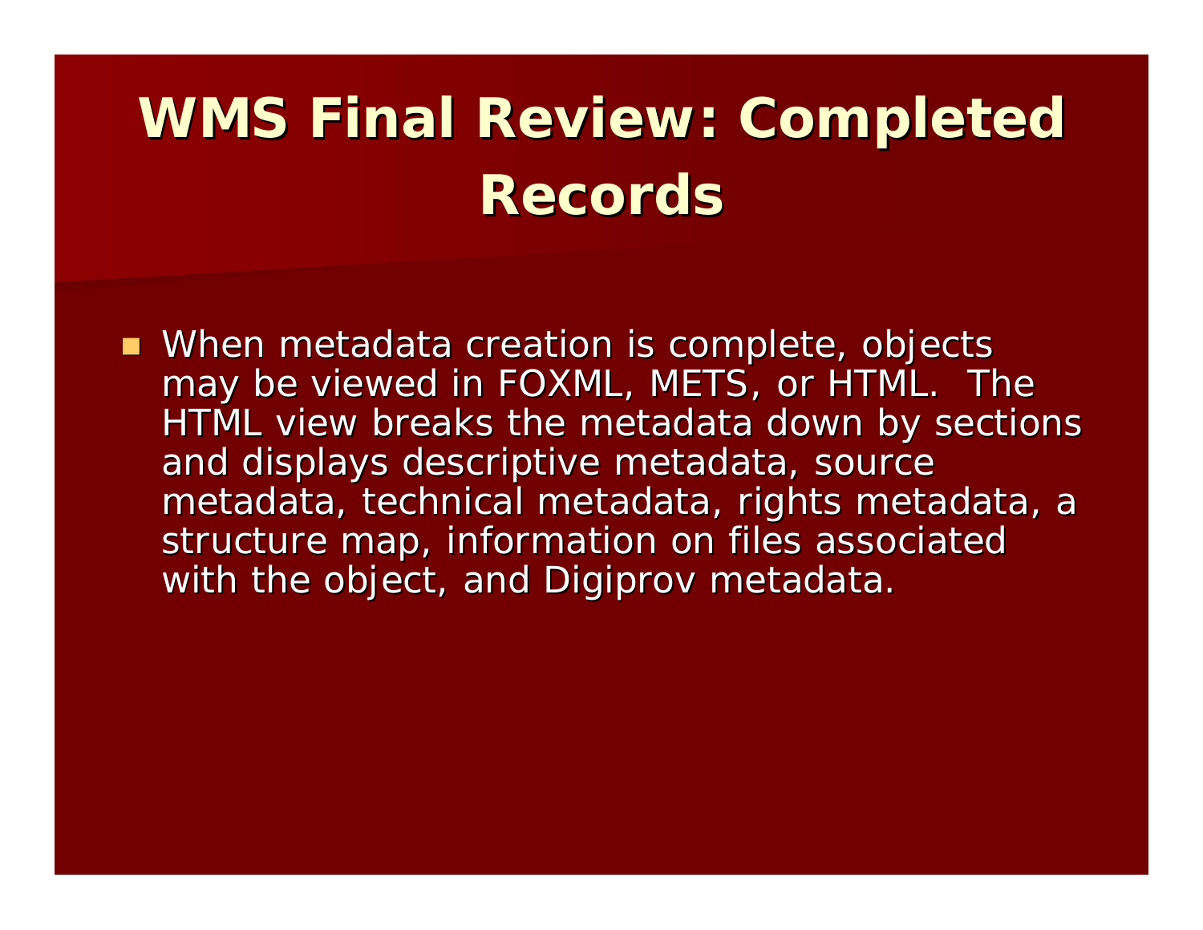# WMS Final Review: Completed Records

- When metadata creation is complete, objects may be viewed in FOXML, METS, or HTML. The HTML view breaks the metadata down by sections and displays descriptive metadata, source metadata, technical metadata, rights metadata, a structure map, information on files associated with the object, and Digiprov metadata.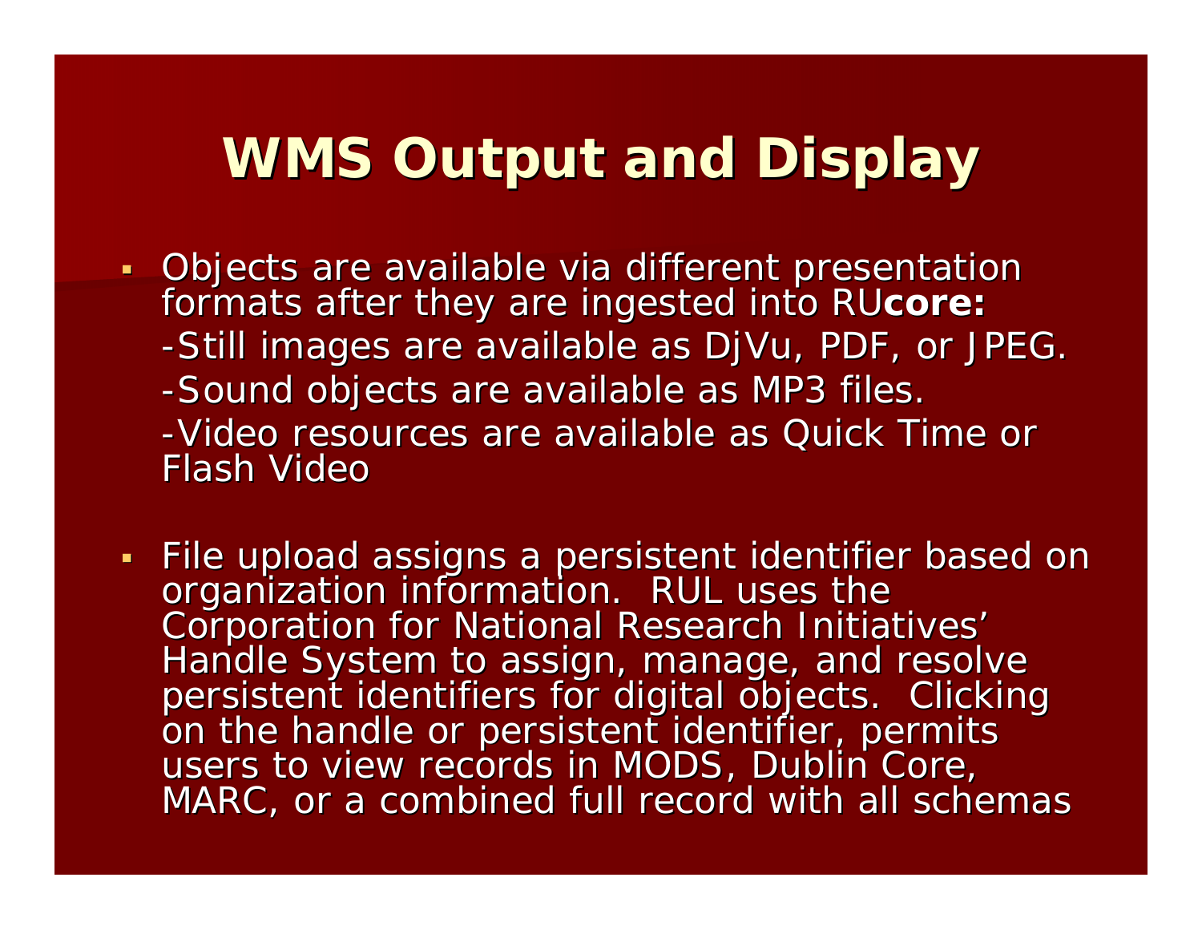# WMS Output and Display

- Objects are available via different presentation formats after they are ingested into RU**core:**
  - -Still images are available as DjVu, PDF, or JPEG.
  - -Sound objects are available as MP3 files.
  - -Video resources are available as Quick Time or Flash Video

- File upload assigns a persistent identifier based on organization information. RUL uses the Corporation for National Research Initiatives' Handle System to assign, manage, and resolve persistent identifiers for digital objects. Clicking on the handle or persistent identifier, permits users to view records in MODS, Dublin Core, MARC, or a combined full record with all schemas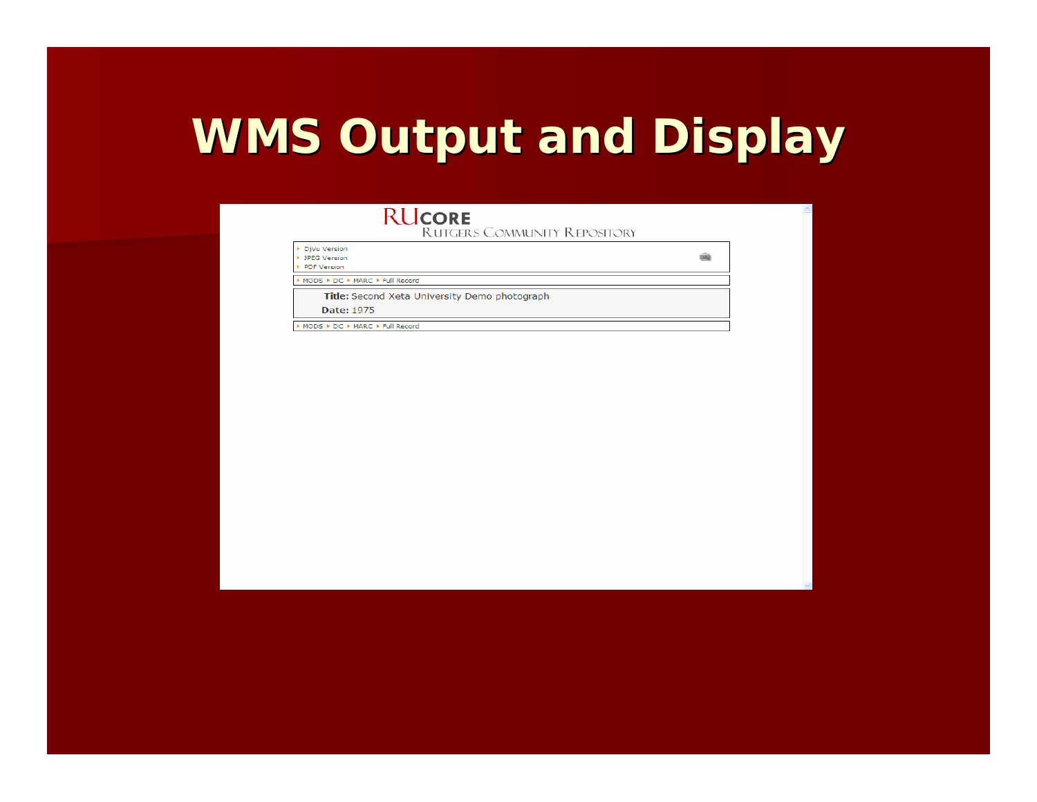# WMS Output and Display

RUCORE
RUTGERS COMMUNITY REPOSITORY

- DjVu Version
- JPEG Version
- PDF Version

MODS ▸ DC ▸ MARC ▸ Full Record

**Title:** Second Xeta University Demo photograph

**Date:** 1975

MODS ▸ DC ▸ MARC ▸ Full Record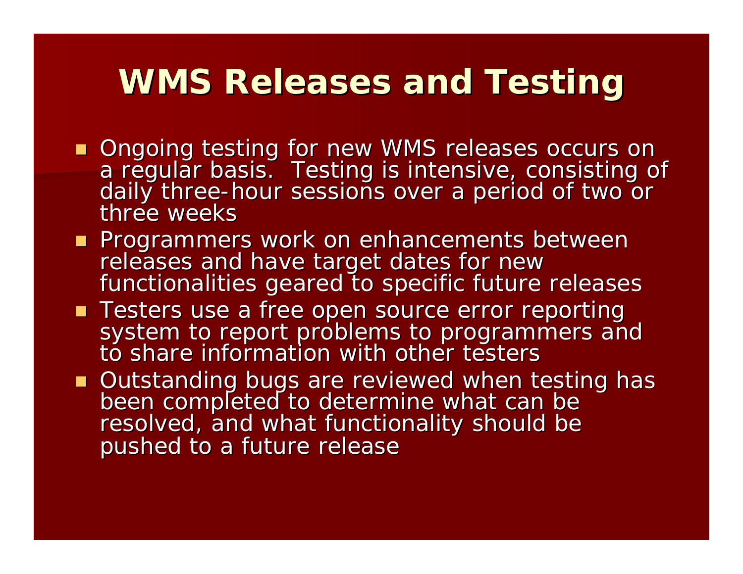# WMS Releases and Testing

- Ongoing testing for new WMS releases occurs on a regular basis. Testing is intensive, consisting of daily three-hour sessions over a period of two or three weeks
- Programmers work on enhancements between releases and have target dates for new functionalities geared to specific future releases
- Testers use a free open source error reporting system to report problems to programmers and to share information with other testers
- Outstanding bugs are reviewed when testing has been completed to determine what can be resolved, and what functionality should be pushed to a future release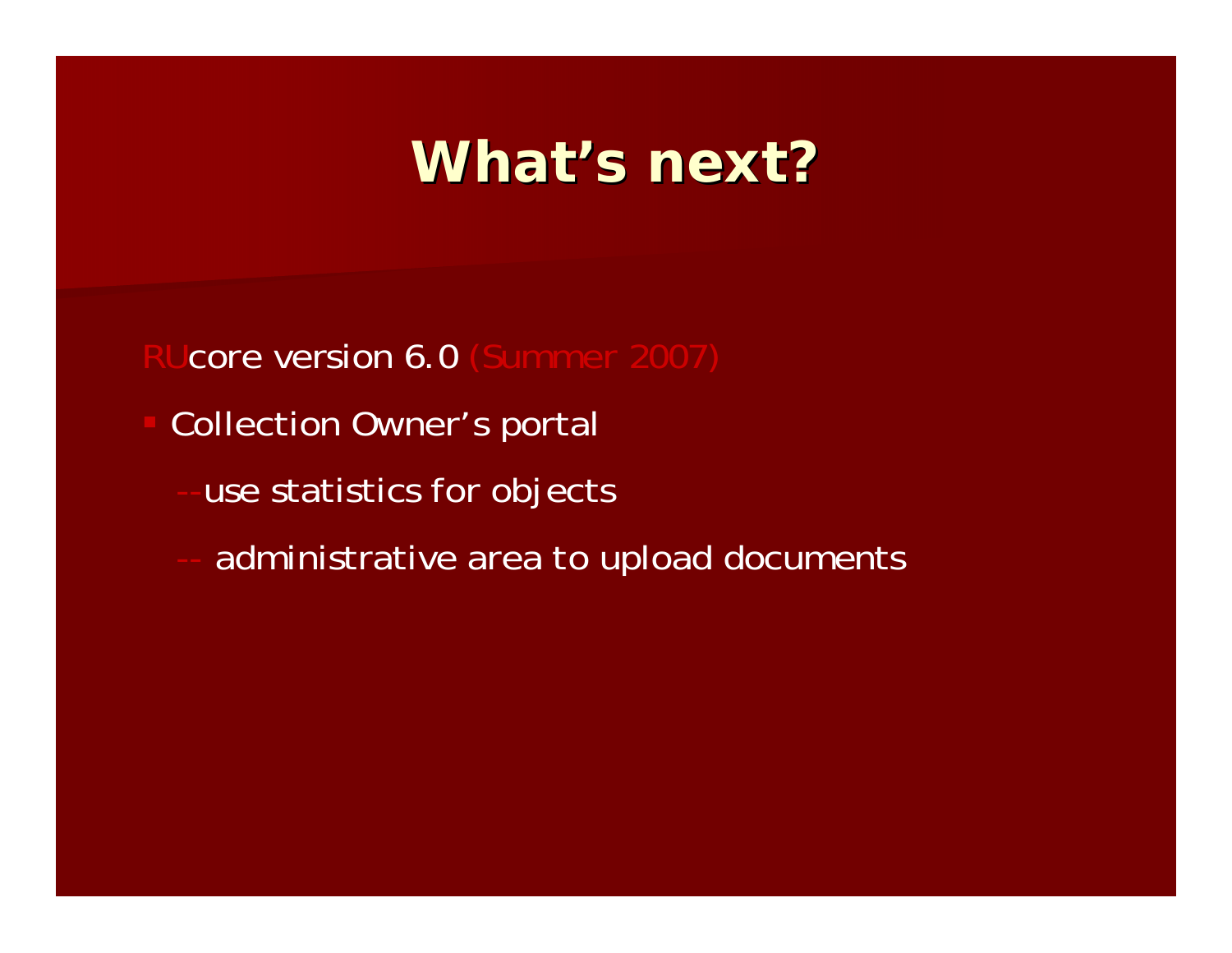# What's next?

RUcore version 6.0 (Summer 2007)

- Collection Owner's portal

  --use statistics for objects

  -- administrative area to upload documents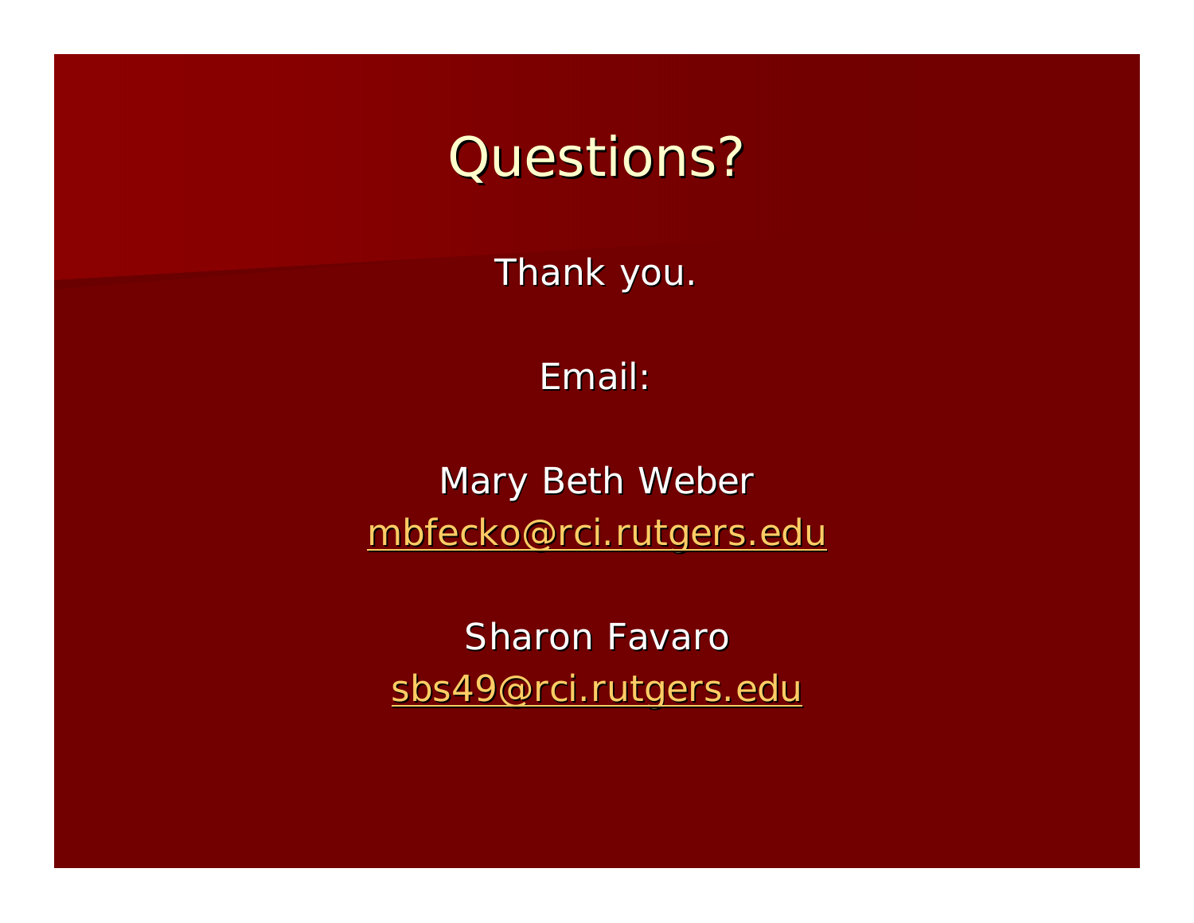# Questions?

Thank you.

Email:

Mary Beth Weber
mbfecko@rci.rutgers.edu

Sharon Favaro
sbs49@rci.rutgers.edu